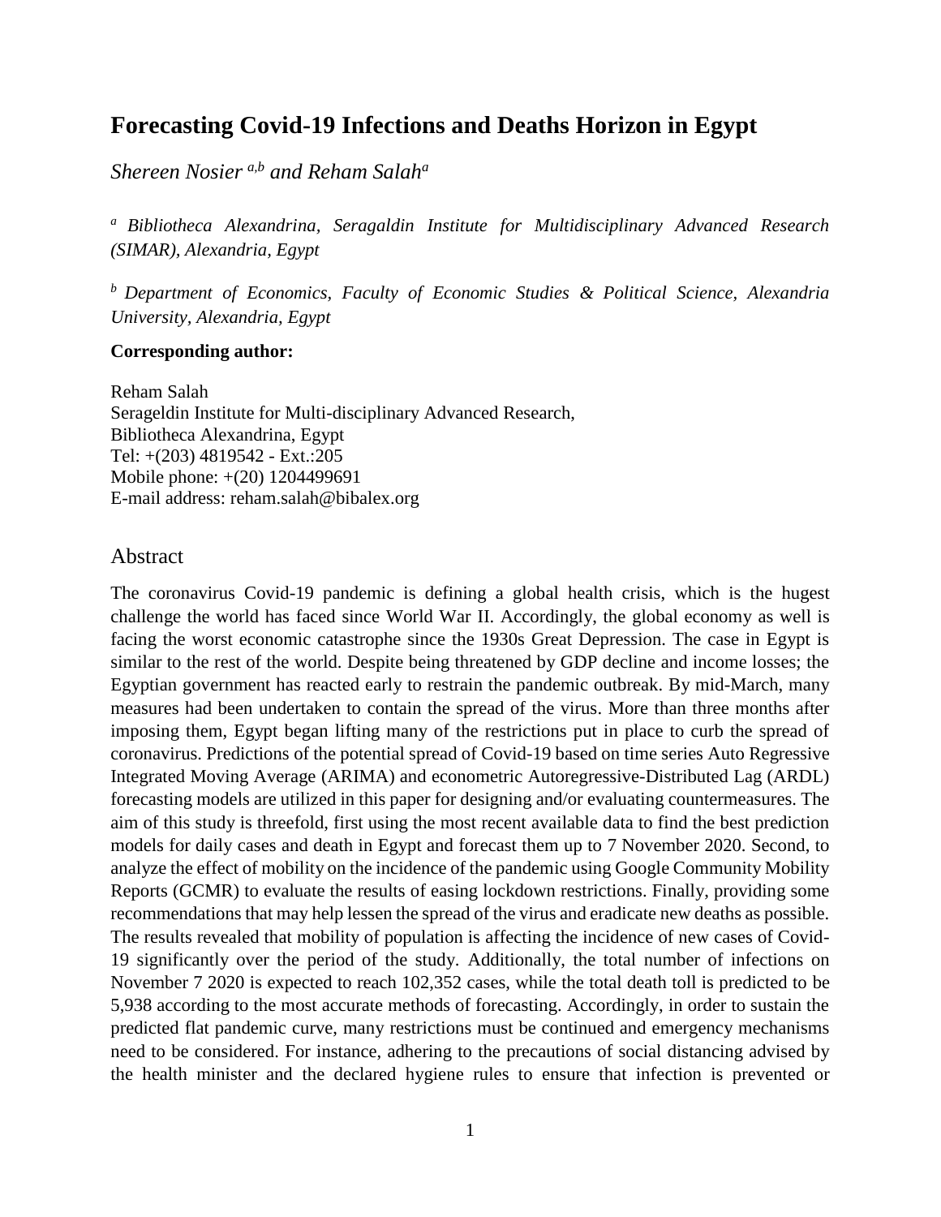# Forecasting Covid-19 Infections and Deaths Horizon in Egypt

*Shereen Nosier [a,b] and Reham Salah[a]*

[a] *Bibliotheca Alexandrina, Seragaldin Institute for Multidisciplinary Advanced Research (SIMAR), Alexandria, Egypt*

[b] *Department of Economics, Faculty of Economic Studies & Political Science, Alexandria University, Alexandria, Egypt*

**Corresponding author:**

Reham Salah
Serageldin Institute for Multi-disciplinary Advanced Research,
Bibliotheca Alexandrina, Egypt
Tel: +(203) 4819542 - Ext.:205
Mobile phone: +(20) 1204499691
E-mail address: reham.salah@bibalex.org

## Abstract

The coronavirus Covid-19 pandemic is defining a global health crisis, which is the hugest challenge the world has faced since World War II. Accordingly, the global economy as well is facing the worst economic catastrophe since the 1930s Great Depression. The case in Egypt is similar to the rest of the world. Despite being threatened by GDP decline and income losses; the Egyptian government has reacted early to restrain the pandemic outbreak. By mid-March, many measures had been undertaken to contain the spread of the virus. More than three months after imposing them, Egypt began lifting many of the restrictions put in place to curb the spread of coronavirus. Predictions of the potential spread of Covid-19 based on time series Auto Regressive Integrated Moving Average (ARIMA) and econometric Autoregressive-Distributed Lag (ARDL) forecasting models are utilized in this paper for designing and/or evaluating countermeasures. The aim of this study is threefold, first using the most recent available data to find the best prediction models for daily cases and death in Egypt and forecast them up to 7 November 2020. Second, to analyze the effect of mobility on the incidence of the pandemic using Google Community Mobility Reports (GCMR) to evaluate the results of easing lockdown restrictions. Finally, providing some recommendations that may help lessen the spread of the virus and eradicate new deaths as possible. The results revealed that mobility of population is affecting the incidence of new cases of Covid-19 significantly over the period of the study. Additionally, the total number of infections on November 7 2020 is expected to reach 102,352 cases, while the total death toll is predicted to be 5,938 according to the most accurate methods of forecasting. Accordingly, in order to sustain the predicted flat pandemic curve, many restrictions must be continued and emergency mechanisms need to be considered. For instance, adhering to the precautions of social distancing advised by the health minister and the declared hygiene rules to ensure that infection is prevented or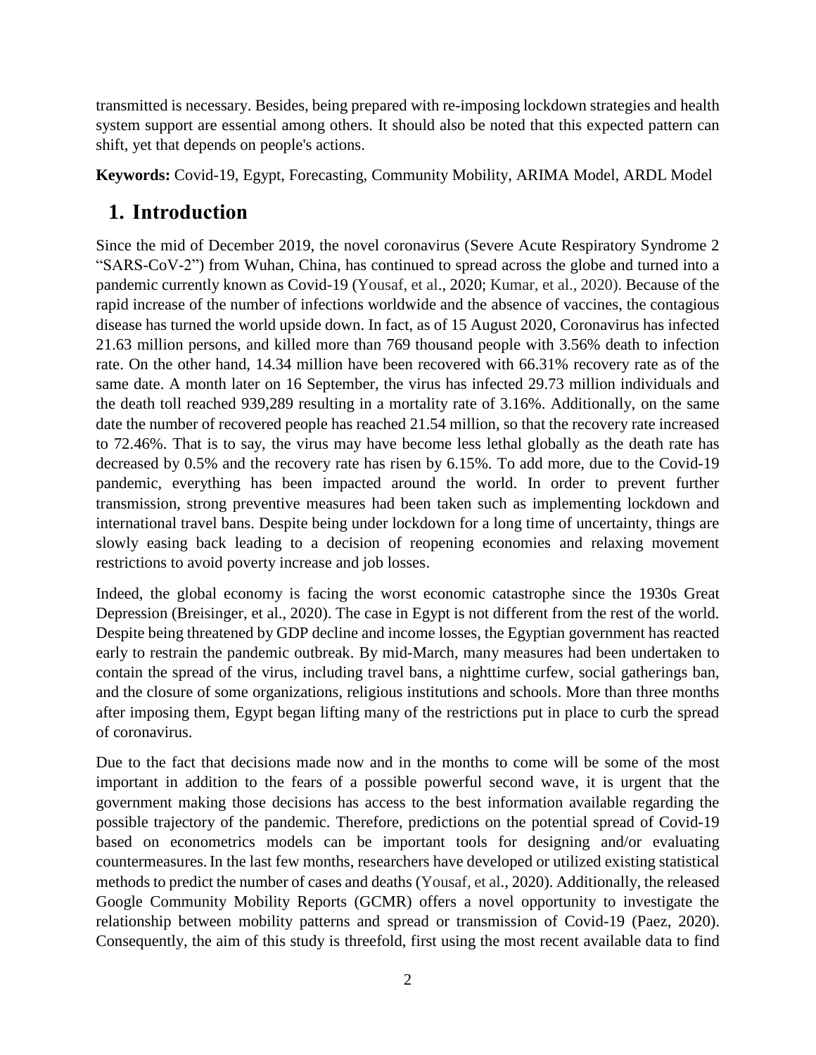transmitted is necessary. Besides, being prepared with re-imposing lockdown strategies and health system support are essential among others. It should also be noted that this expected pattern can shift, yet that depends on people's actions.

**Keywords:** Covid-19, Egypt, Forecasting, Community Mobility, ARIMA Model, ARDL Model

# 1. Introduction

Since the mid of December 2019, the novel coronavirus (Severe Acute Respiratory Syndrome 2 "SARS-CoV-2") from Wuhan, China, has continued to spread across the globe and turned into a pandemic currently known as Covid-19 (Yousaf, et al., 2020; Kumar, et al., 2020). Because of the rapid increase of the number of infections worldwide and the absence of vaccines, the contagious disease has turned the world upside down. In fact, as of 15 August 2020, Coronavirus has infected 21.63 million persons, and killed more than 769 thousand people with 3.56% death to infection rate. On the other hand, 14.34 million have been recovered with 66.31% recovery rate as of the same date. A month later on 16 September, the virus has infected 29.73 million individuals and the death toll reached 939,289 resulting in a mortality rate of 3.16%. Additionally, on the same date the number of recovered people has reached 21.54 million, so that the recovery rate increased to 72.46%. That is to say, the virus may have become less lethal globally as the death rate has decreased by 0.5% and the recovery rate has risen by 6.15%. To add more, due to the Covid-19 pandemic, everything has been impacted around the world. In order to prevent further transmission, strong preventive measures had been taken such as implementing lockdown and international travel bans. Despite being under lockdown for a long time of uncertainty, things are slowly easing back leading to a decision of reopening economies and relaxing movement restrictions to avoid poverty increase and job losses.

Indeed, the global economy is facing the worst economic catastrophe since the 1930s Great Depression (Breisinger, et al., 2020). The case in Egypt is not different from the rest of the world. Despite being threatened by GDP decline and income losses, the Egyptian government has reacted early to restrain the pandemic outbreak. By mid-March, many measures had been undertaken to contain the spread of the virus, including travel bans, a nighttime curfew, social gatherings ban, and the closure of some organizations, religious institutions and schools. More than three months after imposing them, Egypt began lifting many of the restrictions put in place to curb the spread of coronavirus.

Due to the fact that decisions made now and in the months to come will be some of the most important in addition to the fears of a possible powerful second wave, it is urgent that the government making those decisions has access to the best information available regarding the possible trajectory of the pandemic. Therefore, predictions on the potential spread of Covid-19 based on econometrics models can be important tools for designing and/or evaluating countermeasures. In the last few months, researchers have developed or utilized existing statistical methods to predict the number of cases and deaths (Yousaf, et al., 2020). Additionally, the released Google Community Mobility Reports (GCMR) offers a novel opportunity to investigate the relationship between mobility patterns and spread or transmission of Covid-19 (Paez, 2020). Consequently, the aim of this study is threefold, first using the most recent available data to find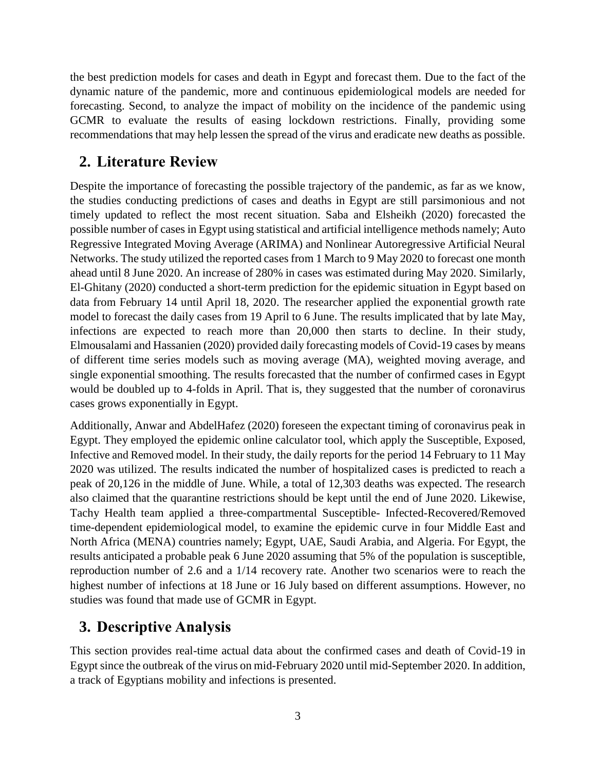the best prediction models for cases and death in Egypt and forecast them. Due to the fact of the dynamic nature of the pandemic, more and continuous epidemiological models are needed for forecasting. Second, to analyze the impact of mobility on the incidence of the pandemic using GCMR to evaluate the results of easing lockdown restrictions. Finally, providing some recommendations that may help lessen the spread of the virus and eradicate new deaths as possible.

## 2. Literature Review

Despite the importance of forecasting the possible trajectory of the pandemic, as far as we know, the studies conducting predictions of cases and deaths in Egypt are still parsimonious and not timely updated to reflect the most recent situation. Saba and Elsheikh (2020) forecasted the possible number of cases in Egypt using statistical and artificial intelligence methods namely; Auto Regressive Integrated Moving Average (ARIMA) and Nonlinear Autoregressive Artificial Neural Networks. The study utilized the reported cases from 1 March to 9 May 2020 to forecast one month ahead until 8 June 2020. An increase of 280% in cases was estimated during May 2020. Similarly, El-Ghitany (2020) conducted a short-term prediction for the epidemic situation in Egypt based on data from February 14 until April 18, 2020. The researcher applied the exponential growth rate model to forecast the daily cases from 19 April to 6 June. The results implicated that by late May, infections are expected to reach more than 20,000 then starts to decline. In their study, Elmousalami and Hassanien (2020) provided daily forecasting models of Covid-19 cases by means of different time series models such as moving average (MA), weighted moving average, and single exponential smoothing. The results forecasted that the number of confirmed cases in Egypt would be doubled up to 4-folds in April. That is, they suggested that the number of coronavirus cases grows exponentially in Egypt.

Additionally, Anwar and AbdelHafez (2020) foreseen the expectant timing of coronavirus peak in Egypt. They employed the epidemic online calculator tool, which apply the Susceptible, Exposed, Infective and Removed model. In their study, the daily reports for the period 14 February to 11 May 2020 was utilized. The results indicated the number of hospitalized cases is predicted to reach a peak of 20,126 in the middle of June. While, a total of 12,303 deaths was expected. The research also claimed that the quarantine restrictions should be kept until the end of June 2020. Likewise, Tachy Health team applied a three-compartmental Susceptible- Infected-Recovered/Removed time-dependent epidemiological model, to examine the epidemic curve in four Middle East and North Africa (MENA) countries namely; Egypt, UAE, Saudi Arabia, and Algeria. For Egypt, the results anticipated a probable peak 6 June 2020 assuming that 5% of the population is susceptible, reproduction number of 2.6 and a 1/14 recovery rate. Another two scenarios were to reach the highest number of infections at 18 June or 16 July based on different assumptions. However, no studies was found that made use of GCMR in Egypt.

## 3. Descriptive Analysis

This section provides real-time actual data about the confirmed cases and death of Covid-19 in Egypt since the outbreak of the virus on mid-February 2020 until mid-September 2020. In addition, a track of Egyptians mobility and infections is presented.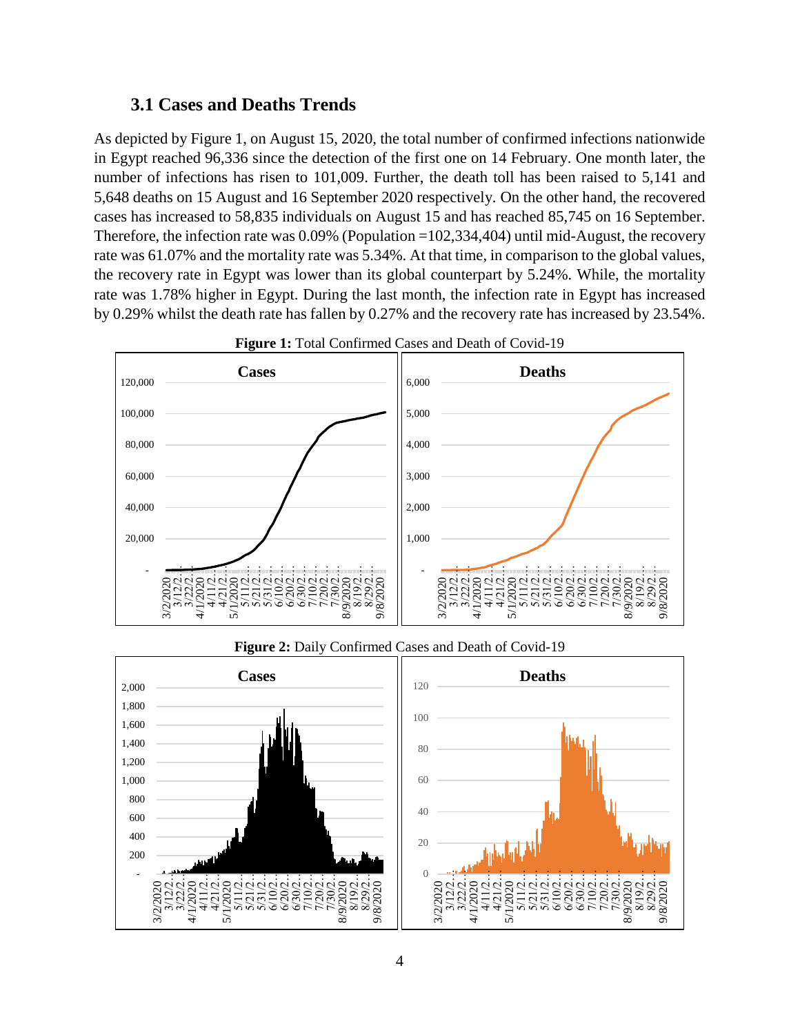### 3.1 Cases and Deaths Trends

As depicted by Figure 1, on August 15, 2020, the total number of confirmed infections nationwide in Egypt reached 96,336 since the detection of the first one on 14 February. One month later, the number of infections has risen to 101,009. Further, the death toll has been raised to 5,141 and 5,648 deaths on 15 August and 16 September 2020 respectively. On the other hand, the recovered cases has increased to 58,835 individuals on August 15 and has reached 85,745 on 16 September. Therefore, the infection rate was 0.09% (Population =102,334,404) until mid-August, the recovery rate was 61.07% and the mortality rate was 5.34%. At that time, in comparison to the global values, the recovery rate in Egypt was lower than its global counterpart by 5.24%. While, the mortality rate was 1.78% higher in Egypt. During the last month, the infection rate in Egypt has increased by 0.29% whilst the death rate has fallen by 0.27% and the recovery rate has increased by 23.54%.

**Figure 1:** Total Confirmed Cases and Death of Covid-19

**Figure 2:** Daily Confirmed Cases and Death of Covid-19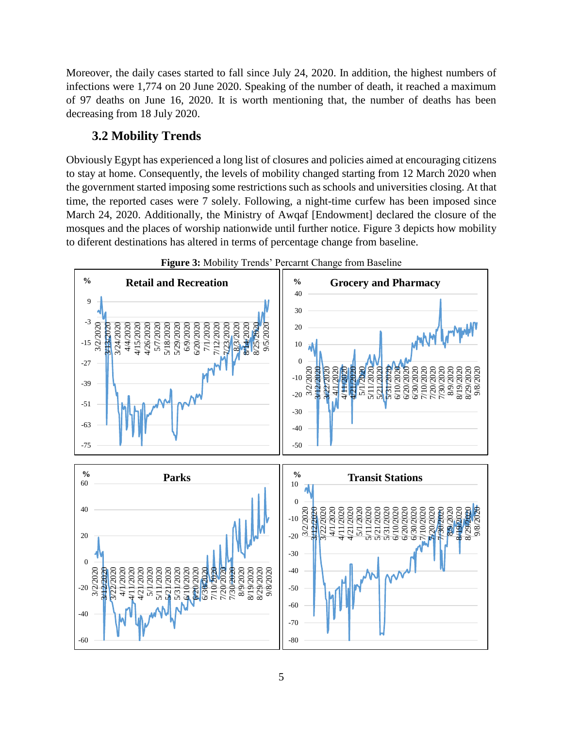Moreover, the daily cases started to fall since July 24, 2020. In addition, the highest numbers of infections were 1,774 on 20 June 2020. Speaking of the number of death, it reached a maximum of 97 deaths on June 16, 2020. It is worth mentioning that, the number of deaths has been decreasing from 18 July 2020.

## 3.2 Mobility Trends

Obviously Egypt has experienced a long list of closures and policies aimed at encouraging citizens to stay at home. Consequently, the levels of mobility changed starting from 12 March 2020 when the government started imposing some restrictions such as schools and universities closing. At that time, the reported cases were 7 solely. Following, a night-time curfew has been imposed since March 24, 2020. Additionally, the Ministry of Awqaf [Endowment] declared the closure of the mosques and the places of worship nationwide until further notice. Figure 3 depicts how mobility to diferent destinations has altered in terms of percentage change from baseline.

**Figure 3:** Mobility Trends' Percarnt Change from Baseline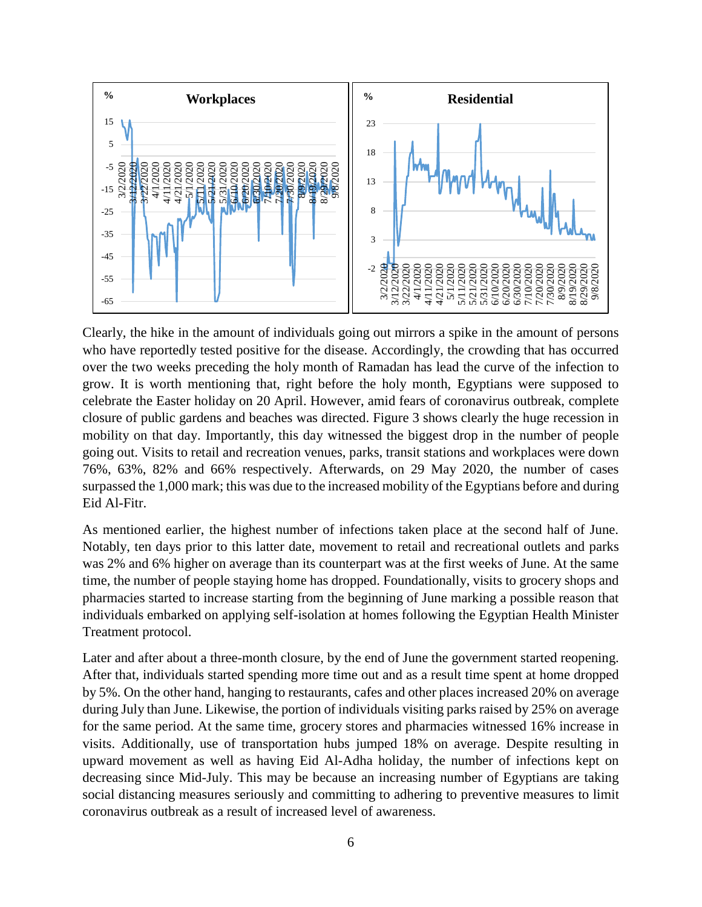Clearly, the hike in the amount of individuals going out mirrors a spike in the amount of persons who have reportedly tested positive for the disease. Accordingly, the crowding that has occurred over the two weeks preceding the holy month of Ramadan has lead the curve of the infection to grow. It is worth mentioning that, right before the holy month, Egyptians were supposed to celebrate the Easter holiday on 20 April. However, amid fears of coronavirus outbreak, complete closure of public gardens and beaches was directed. Figure 3 shows clearly the huge recession in mobility on that day. Importantly, this day witnessed the biggest drop in the number of people going out. Visits to retail and recreation venues, parks, transit stations and workplaces were down 76%, 63%, 82% and 66% respectively. Afterwards, on 29 May 2020, the number of cases surpassed the 1,000 mark; this was due to the increased mobility of the Egyptians before and during Eid Al-Fitr.

As mentioned earlier, the highest number of infections taken place at the second half of June. Notably, ten days prior to this latter date, movement to retail and recreational outlets and parks was 2% and 6% higher on average than its counterpart was at the first weeks of June. At the same time, the number of people staying home has dropped. Foundationally, visits to grocery shops and pharmacies started to increase starting from the beginning of June marking a possible reason that individuals embarked on applying self-isolation at homes following the Egyptian Health Minister Treatment protocol.

Later and after about a three-month closure, by the end of June the government started reopening. After that, individuals started spending more time out and as a result time spent at home dropped by 5%. On the other hand, hanging to restaurants, cafes and other places increased 20% on average during July than June. Likewise, the portion of individuals visiting parks raised by 25% on average for the same period. At the same time, grocery stores and pharmacies witnessed 16% increase in visits. Additionally, use of transportation hubs jumped 18% on average. Despite resulting in upward movement as well as having Eid Al-Adha holiday, the number of infections kept on decreasing since Mid-July. This may be because an increasing number of Egyptians are taking social distancing measures seriously and committing to adhering to preventive measures to limit coronavirus outbreak as a result of increased level of awareness.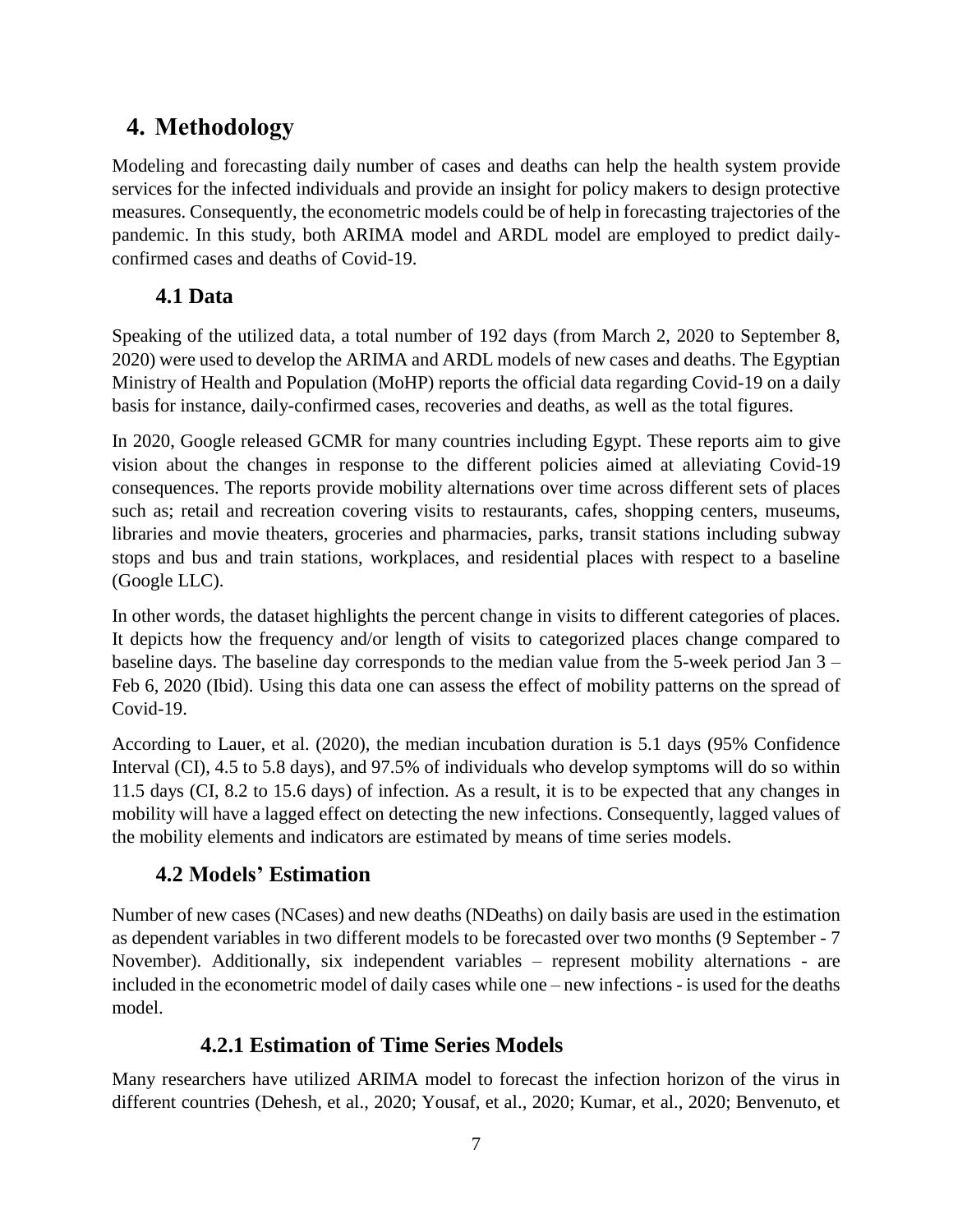# 4. Methodology

Modeling and forecasting daily number of cases and deaths can help the health system provide services for the infected individuals and provide an insight for policy makers to design protective measures. Consequently, the econometric models could be of help in forecasting trajectories of the pandemic. In this study, both ARIMA model and ARDL model are employed to predict daily-confirmed cases and deaths of Covid-19.

## 4.1 Data

Speaking of the utilized data, a total number of 192 days (from March 2, 2020 to September 8, 2020) were used to develop the ARIMA and ARDL models of new cases and deaths. The Egyptian Ministry of Health and Population (MoHP) reports the official data regarding Covid-19 on a daily basis for instance, daily-confirmed cases, recoveries and deaths, as well as the total figures.

In 2020, Google released GCMR for many countries including Egypt. These reports aim to give vision about the changes in response to the different policies aimed at alleviating Covid-19 consequences. The reports provide mobility alternations over time across different sets of places such as; retail and recreation covering visits to restaurants, cafes, shopping centers, museums, libraries and movie theaters, groceries and pharmacies, parks, transit stations including subway stops and bus and train stations, workplaces, and residential places with respect to a baseline (Google LLC).

In other words, the dataset highlights the percent change in visits to different categories of places. It depicts how the frequency and/or length of visits to categorized places change compared to baseline days. The baseline day corresponds to the median value from the 5-week period Jan 3 – Feb 6, 2020 (Ibid). Using this data one can assess the effect of mobility patterns on the spread of Covid-19.

According to Lauer, et al. (2020), the median incubation duration is 5.1 days (95% Confidence Interval (CI), 4.5 to 5.8 days), and 97.5% of individuals who develop symptoms will do so within 11.5 days (CI, 8.2 to 15.6 days) of infection. As a result, it is to be expected that any changes in mobility will have a lagged effect on detecting the new infections. Consequently, lagged values of the mobility elements and indicators are estimated by means of time series models.

## 4.2 Models' Estimation

Number of new cases (NCases) and new deaths (NDeaths) on daily basis are used in the estimation as dependent variables in two different models to be forecasted over two months (9 September - 7 November). Additionally, six independent variables – represent mobility alternations - are included in the econometric model of daily cases while one – new infections - is used for the deaths model.

### 4.2.1 Estimation of Time Series Models

Many researchers have utilized ARIMA model to forecast the infection horizon of the virus in different countries (Dehesh, et al., 2020; Yousaf, et al., 2020; Kumar, et al., 2020; Benvenuto, et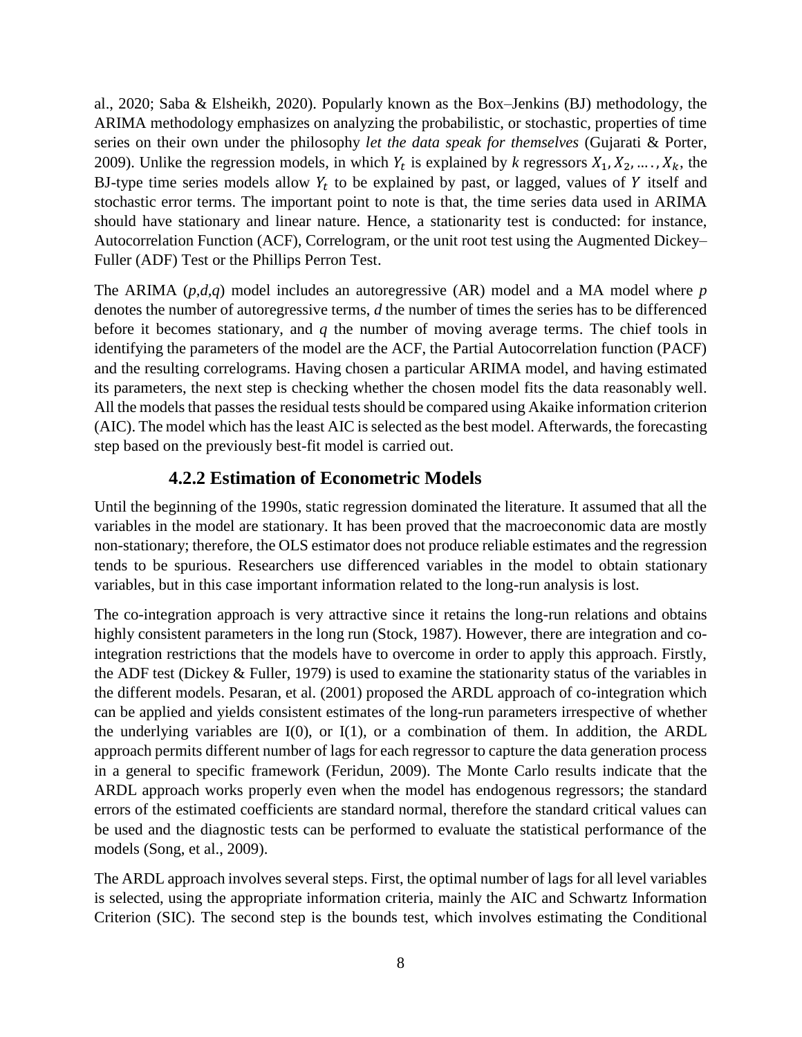al., 2020; Saba & Elsheikh, 2020). Popularly known as the Box–Jenkins (BJ) methodology, the ARIMA methodology emphasizes on analyzing the probabilistic, or stochastic, properties of time series on their own under the philosophy *let the data speak for themselves* (Gujarati & Porter, 2009). Unlike the regression models, in which $Y_t$ is explained by *k* regressors $X_1, X_2, \ldots, X_k$, the BJ-type time series models allow $Y_t$ to be explained by past, or lagged, values of $Y$ itself and stochastic error terms. The important point to note is that, the time series data used in ARIMA should have stationary and linear nature. Hence, a stationarity test is conducted: for instance, Autocorrelation Function (ACF), Correlogram, or the unit root test using the Augmented Dickey–Fuller (ADF) Test or the Phillips Perron Test.

The ARIMA (*p,d,q*) model includes an autoregressive (AR) model and a MA model where *p* denotes the number of autoregressive terms, *d* the number of times the series has to be differenced before it becomes stationary, and *q* the number of moving average terms. The chief tools in identifying the parameters of the model are the ACF, the Partial Autocorrelation function (PACF) and the resulting correlograms. Having chosen a particular ARIMA model, and having estimated its parameters, the next step is checking whether the chosen model fits the data reasonably well. All the models that passes the residual tests should be compared using Akaike information criterion (AIC). The model which has the least AIC is selected as the best model. Afterwards, the forecasting step based on the previously best-fit model is carried out.

### 4.2.2 Estimation of Econometric Models

Until the beginning of the 1990s, static regression dominated the literature. It assumed that all the variables in the model are stationary. It has been proved that the macroeconomic data are mostly non-stationary; therefore, the OLS estimator does not produce reliable estimates and the regression tends to be spurious. Researchers use differenced variables in the model to obtain stationary variables, but in this case important information related to the long-run analysis is lost.

The co-integration approach is very attractive since it retains the long-run relations and obtains highly consistent parameters in the long run (Stock, 1987). However, there are integration and co-integration restrictions that the models have to overcome in order to apply this approach. Firstly, the ADF test (Dickey & Fuller, 1979) is used to examine the stationarity status of the variables in the different models. Pesaran, et al. (2001) proposed the ARDL approach of co-integration which can be applied and yields consistent estimates of the long-run parameters irrespective of whether the underlying variables are I(0), or I(1), or a combination of them. In addition, the ARDL approach permits different number of lags for each regressor to capture the data generation process in a general to specific framework (Feridun, 2009). The Monte Carlo results indicate that the ARDL approach works properly even when the model has endogenous regressors; the standard errors of the estimated coefficients are standard normal, therefore the standard critical values can be used and the diagnostic tests can be performed to evaluate the statistical performance of the models (Song, et al., 2009).

The ARDL approach involves several steps. First, the optimal number of lags for all level variables is selected, using the appropriate information criteria, mainly the AIC and Schwartz Information Criterion (SIC). The second step is the bounds test, which involves estimating the Conditional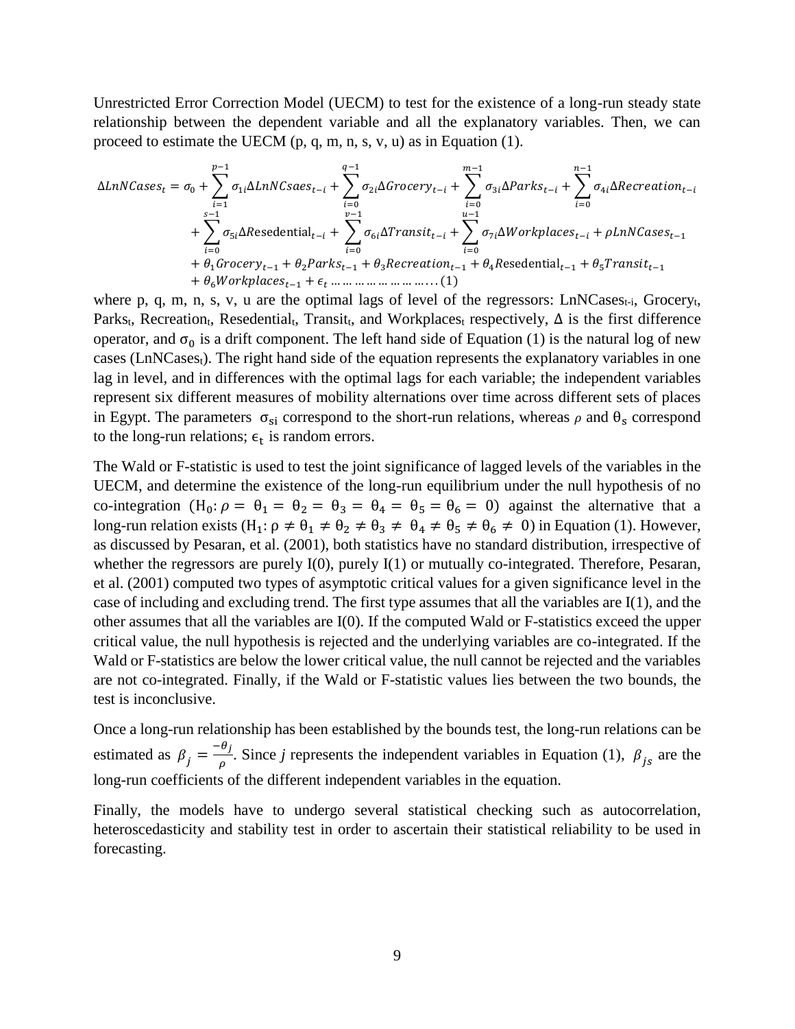Unrestricted Error Correction Model (UECM) to test for the existence of a long-run steady state relationship between the dependent variable and all the explanatory variables. Then, we can proceed to estimate the UECM (p, q, m, n, s, v, u) as in Equation (1).

$$
\begin{aligned}
\Delta LnNCases_t = \sigma_0 &+ \sum_{i=1}^{p-1} \sigma_{1i} \Delta LnNCsaes_{t-i} + \sum_{i=0}^{q-1} \sigma_{2i} \Delta Grocery_{t-i} + \sum_{i=0}^{m-1} \sigma_{3i} \Delta Parks_{t-i} + \sum_{i=0}^{n-1} \sigma_{4i} \Delta Recreation_{t-i} \\
&+ \sum_{i=0}^{s-1} \sigma_{5i} \Delta \text{Resedential}_{t-i} + \sum_{i=0}^{v-1} \sigma_{6i} \Delta Transit_{t-i} + \sum_{i=0}^{u-1} \sigma_{7i} \Delta Workplaces_{t-i} + \rho LnNCases_{t-1} \\
&+ \theta_1 Grocery_{t-1} + \theta_2 Parks_{t-1} + \theta_3 Recreation_{t-1} + \theta_4 \text{Resedential}_{t-1} + \theta_5 Transit_{t-1} \\
&+ \theta_6 Workplaces_{t-1} + \epsilon_t \ldots\ldots\ldots\ldots\ldots\ldots\ldots\ldots (1)
\end{aligned}
$$

where p, q, m, n, s, v, u are the optimal lags of level of the regressors: $LnNCases_{t-i}$, $Grocery_t$, $Parks_t$, $Recreation_t$, $Resedential_t$, $Transit_t$, and $Workplaces_t$ respectively, $\Delta$ is the first difference operator, and $\sigma_0$ is a drift component. The left hand side of Equation (1) is the natural log of new cases ($LnNCases_t$). The right hand side of the equation represents the explanatory variables in one lag in level, and in differences with the optimal lags for each variable; the independent variables represent six different measures of mobility alternations over time across different sets of places in Egypt. The parameters $\sigma_{si}$ correspond to the short-run relations, whereas $\rho$ and $\theta_s$ correspond to the long-run relations; $\epsilon_t$ is random errors.

The Wald or F-statistic is used to test the joint significance of lagged levels of the variables in the UECM, and determine the existence of the long-run equilibrium under the null hypothesis of no co-integration ($H_0: \rho = \theta_1 = \theta_2 = \theta_3 = \theta_4 = \theta_5 = \theta_6 = 0$) against the alternative that a long-run relation exists ($H_1: \rho \neq \theta_1 \neq \theta_2 \neq \theta_3 \neq \theta_4 \neq \theta_5 \neq \theta_6 \neq 0$) in Equation (1). However, as discussed by Pesaran, et al. (2001), both statistics have no standard distribution, irrespective of whether the regressors are purely I(0), purely I(1) or mutually co-integrated. Therefore, Pesaran, et al. (2001) computed two types of asymptotic critical values for a given significance level in the case of including and excluding trend. The first type assumes that all the variables are I(1), and the other assumes that all the variables are I(0). If the computed Wald or F-statistics exceed the upper critical value, the null hypothesis is rejected and the underlying variables are co-integrated. If the Wald or F-statistics are below the lower critical value, the null cannot be rejected and the variables are not co-integrated. Finally, if the Wald or F-statistic values lies between the two bounds, the test is inconclusive.

Once a long-run relationship has been established by the bounds test, the long-run relations can be estimated as $\beta_j = \frac{-\theta_j}{\rho}$. Since *j* represents the independent variables in Equation (1), $\beta_{js}$ are the long-run coefficients of the different independent variables in the equation.

Finally, the models have to undergo several statistical checking such as autocorrelation, heteroscedasticity and stability test in order to ascertain their statistical reliability to be used in forecasting.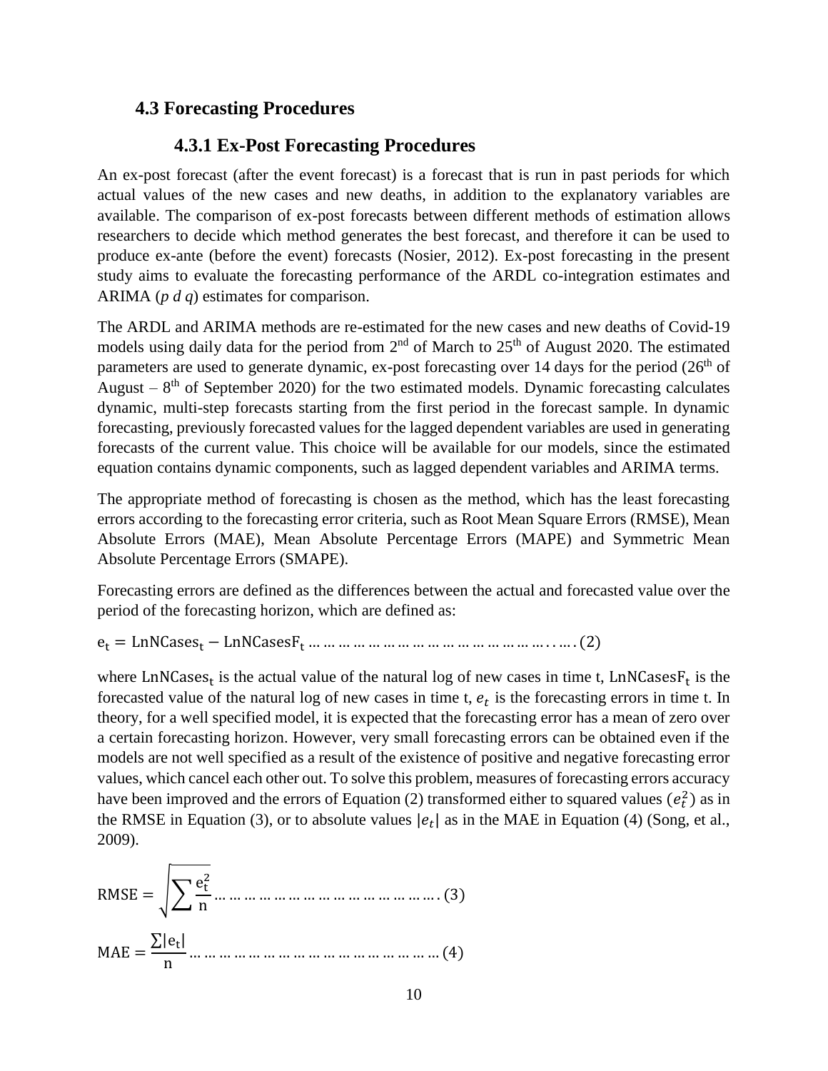## 4.3 Forecasting Procedures

### 4.3.1 Ex-Post Forecasting Procedures

An ex-post forecast (after the event forecast) is a forecast that is run in past periods for which actual values of the new cases and new deaths, in addition to the explanatory variables are available. The comparison of ex-post forecasts between different methods of estimation allows researchers to decide which method generates the best forecast, and therefore it can be used to produce ex-ante (before the event) forecasts (Nosier, 2012). Ex-post forecasting in the present study aims to evaluate the forecasting performance of the ARDL co-integration estimates and ARIMA (*p d q*) estimates for comparison.

The ARDL and ARIMA methods are re-estimated for the new cases and new deaths of Covid-19 models using daily data for the period from 2nd of March to 25th of August 2020. The estimated parameters are used to generate dynamic, ex-post forecasting over 14 days for the period (26th of August – 8th of September 2020) for the two estimated models. Dynamic forecasting calculates dynamic, multi-step forecasts starting from the first period in the forecast sample. In dynamic forecasting, previously forecasted values for the lagged dependent variables are used in generating forecasts of the current value. This choice will be available for our models, since the estimated equation contains dynamic components, such as lagged dependent variables and ARIMA terms.

The appropriate method of forecasting is chosen as the method, which has the least forecasting errors according to the forecasting error criteria, such as Root Mean Square Errors (RMSE), Mean Absolute Errors (MAE), Mean Absolute Percentage Errors (MAPE) and Symmetric Mean Absolute Percentage Errors (SMAPE).

Forecasting errors are defined as the differences between the actual and forecasted value over the period of the forecasting horizon, which are defined as:

$$e_t = \mathrm{LnNCases}_t - \mathrm{LnNCasesF}_t \ldots\ldots\ldots\ldots\ldots\ldots\ldots\ldots\ldots\ldots\ldots\ldots\ldots\ldots\ldots\ldots (2)$$

where $\mathrm{LnNCases}_t$ is the actual value of the natural log of new cases in time t, $\mathrm{LnNCasesF}_t$ is the forecasted value of the natural log of new cases in time t, $e_t$ is the forecasting errors in time t. In theory, for a well specified model, it is expected that the forecasting error has a mean of zero over a certain forecasting horizon. However, very small forecasting errors can be obtained even if the models are not well specified as a result of the existence of positive and negative forecasting error values, which cancel each other out. To solve this problem, measures of forecasting errors accuracy have been improved and the errors of Equation (2) transformed either to squared values ($e_t^2$) as in the RMSE in Equation (3), or to absolute values $|e_t|$ as in the MAE in Equation (4) (Song, et al., 2009).

$$\mathrm{RMSE} = \sqrt{\sum \frac{e_t^2}{n}} \ldots\ldots\ldots\ldots\ldots\ldots\ldots\ldots\ldots\ldots\ldots\ldots\ldots\ldots (3)$$

$$\mathrm{MAE} = \frac{\sum |e_t|}{n} \ldots\ldots\ldots\ldots\ldots\ldots\ldots\ldots\ldots\ldots\ldots\ldots\ldots\ldots\ldots\ldots (4)$$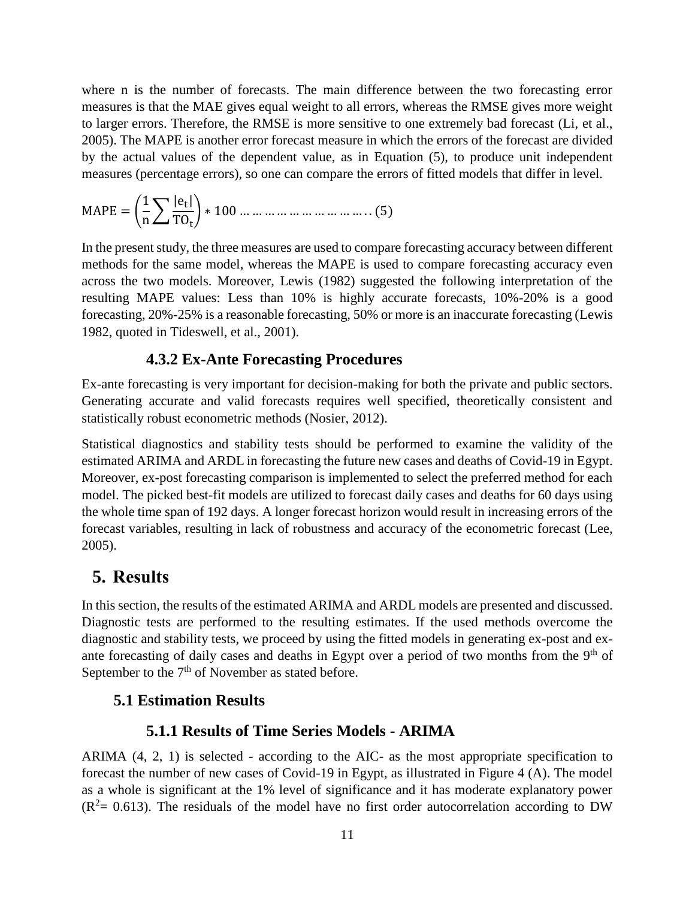where n is the number of forecasts. The main difference between the two forecasting error measures is that the MAE gives equal weight to all errors, whereas the RMSE gives more weight to larger errors. Therefore, the RMSE is more sensitive to one extremely bad forecast (Li, et al., 2005). The MAPE is another error forecast measure in which the errors of the forecast are divided by the actual values of the dependent value, as in Equation (5), to produce unit independent measures (percentage errors), so one can compare the errors of fitted models that differ in level.

$$\text{MAPE} = \left(\frac{1}{\text{n}}\sum\frac{|\text{e}_\text{t}|}{\text{TO}_\text{t}}\right) * 100 \ldots\ldots\ldots\ldots\ldots\ldots\ldots\ldots\ldots..(5)$$

In the present study, the three measures are used to compare forecasting accuracy between different methods for the same model, whereas the MAPE is used to compare forecasting accuracy even across the two models. Moreover, Lewis (1982) suggested the following interpretation of the resulting MAPE values: Less than 10% is highly accurate forecasts, 10%-20% is a good forecasting, 20%-25% is a reasonable forecasting, 50% or more is an inaccurate forecasting (Lewis 1982, quoted in Tideswell, et al., 2001).

#### 4.3.2 Ex-Ante Forecasting Procedures

Ex-ante forecasting is very important for decision-making for both the private and public sectors. Generating accurate and valid forecasts requires well specified, theoretically consistent and statistically robust econometric methods (Nosier, 2012).

Statistical diagnostics and stability tests should be performed to examine the validity of the estimated ARIMA and ARDL in forecasting the future new cases and deaths of Covid-19 in Egypt. Moreover, ex-post forecasting comparison is implemented to select the preferred method for each model. The picked best-fit models are utilized to forecast daily cases and deaths for 60 days using the whole time span of 192 days. A longer forecast horizon would result in increasing errors of the forecast variables, resulting in lack of robustness and accuracy of the econometric forecast (Lee, 2005).

## 5. Results

In this section, the results of the estimated ARIMA and ARDL models are presented and discussed. Diagnostic tests are performed to the resulting estimates. If the used methods overcome the diagnostic and stability tests, we proceed by using the fitted models in generating ex-post and ex-ante forecasting of daily cases and deaths in Egypt over a period of two months from the 9th of September to the 7th of November as stated before.

### 5.1 Estimation Results

#### 5.1.1 Results of Time Series Models - ARIMA

ARIMA (4, 2, 1) is selected - according to the AIC- as the most appropriate specification to forecast the number of new cases of Covid-19 in Egypt, as illustrated in Figure 4 (A). The model as a whole is significant at the 1% level of significance and it has moderate explanatory power ($R^2$= 0.613). The residuals of the model have no first order autocorrelation according to DW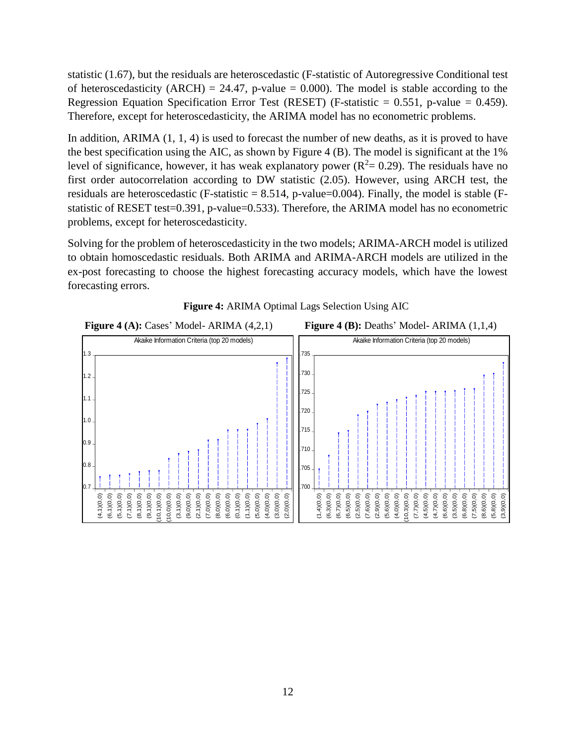statistic (1.67), but the residuals are heteroscedastic (F-statistic of Autoregressive Conditional test of heteroscedasticity (ARCH) = 24.47, p-value = 0.000). The model is stable according to the Regression Equation Specification Error Test (RESET) (F-statistic = 0.551, p-value = 0.459). Therefore, except for heteroscedasticity, the ARIMA model has no econometric problems.

In addition, ARIMA (1, 1, 4) is used to forecast the number of new deaths, as it is proved to have the best specification using the AIC, as shown by Figure 4 (B). The model is significant at the 1% level of significance, however, it has weak explanatory power ($R^2$= 0.29). The residuals have no first order autocorrelation according to DW statistic (2.05). However, using ARCH test, the residuals are heteroscedastic (F-statistic = 8.514, p-value=0.004). Finally, the model is stable (F-statistic of RESET test=0.391, p-value=0.533). Therefore, the ARIMA model has no econometric problems, except for heteroscedasticity.

Solving for the problem of heteroscedasticity in the two models; ARIMA-ARCH model is utilized to obtain homoscedastic residuals. Both ARIMA and ARIMA-ARCH models are utilized in the ex-post forecasting to choose the highest forecasting accuracy models, which have the lowest forecasting errors.

**Figure 4:** ARIMA Optimal Lags Selection Using AIC

**Figure 4 (A):** Cases' Model- ARIMA (4,2,1)

**Figure 4 (B):** Deaths' Model- ARIMA (1,1,4)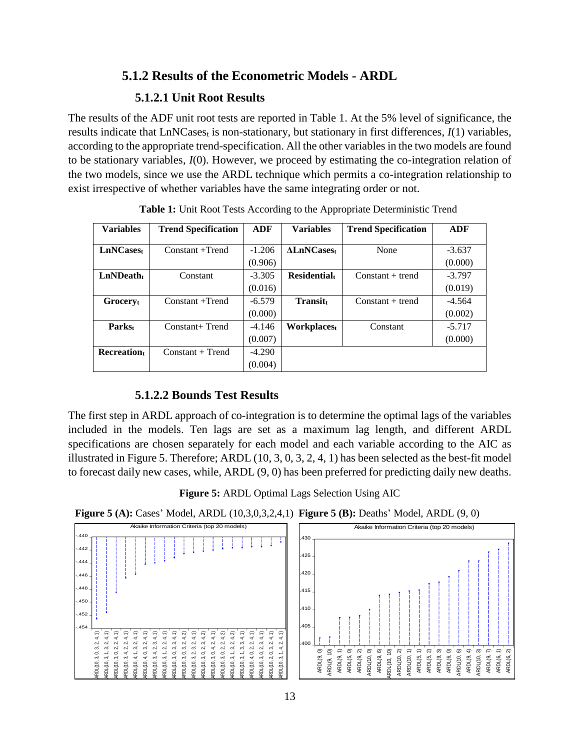## 5.1.2 Results of the Econometric Models - ARDL

### 5.1.2.1 Unit Root Results

The results of the ADF unit root tests are reported in Table 1. At the 5% level of significance, the results indicate that $LnNCases_t$ is non-stationary, but stationary in first differences, $I(1)$ variables, according to the appropriate trend-specification. All the other variables in the two models are found to be stationary variables, $I(0)$. However, we proceed by estimating the co-integration relation of the two models, since we use the ARDL technique which permits a co-integration relationship to exist irrespective of whether variables have the same integrating order or not.

**Table 1:** Unit Root Tests According to the Appropriate Deterministic Trend

| Variables | Trend Specification | ADF | Variables | Trend Specification | ADF |
|---|---|---|---|---|---|
| **$LnNCases_t$** | Constant +Trend | -1.206 (0.906) | **$\Delta LnNCases_t$** | None | -3.637 (0.000) |
| **$LnNDeath_t$** | Constant | -3.305 (0.016) | **$Residential_t$** | Constant + trend | -3.797 (0.019) |
| **$Grocery_t$** | Constant +Trend | -6.579 (0.000) | **$Transit_t$** | Constant + trend | -4.564 (0.002) |
| **$Parks_t$** | Constant+ Trend | -4.146 (0.007) | **$Workplaces_t$** | Constant | -5.717 (0.000) |
| **$Recreation_t$** | Constant + Trend | -4.290 (0.004) | | | |

### 5.1.2.2 Bounds Test Results

The first step in ARDL approach of co-integration is to determine the optimal lags of the variables included in the models. Ten lags are set as a maximum lag length, and different ARDL specifications are chosen separately for each model and each variable according to the AIC as illustrated in Figure 5. Therefore; ARDL (10, 3, 0, 3, 2, 4, 1) has been selected as the best-fit model to forecast daily new cases, while, ARDL (9, 0) has been preferred for predicting daily new deaths.

**Figure 5:** ARDL Optimal Lags Selection Using AIC

**Figure 5 (A):** Cases' Model, ARDL (10,3,0,3,2,4,1) **Figure 5 (B):** Deaths' Model, ARDL (9, 0)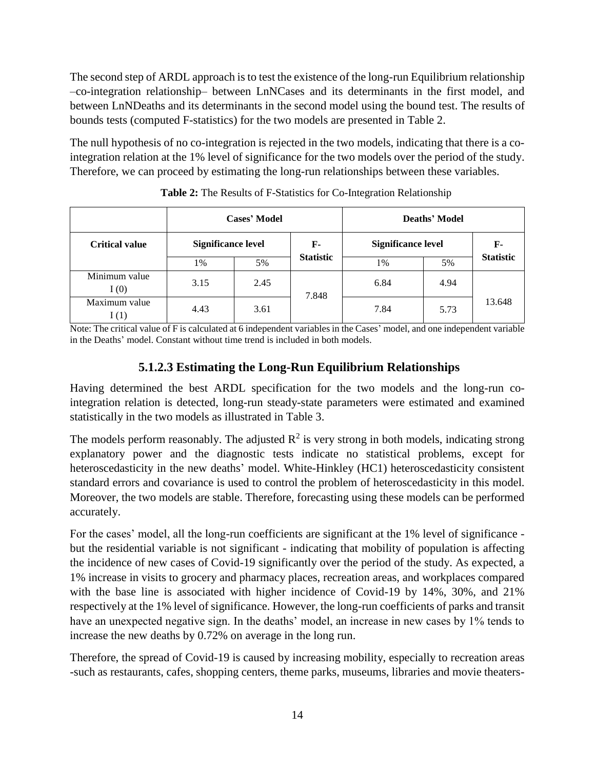The second step of ARDL approach is to test the existence of the long-run Equilibrium relationship –co-integration relationship– between LnNCases and its determinants in the first model, and between LnNDeaths and its determinants in the second model using the bound test. The results of bounds tests (computed F-statistics) for the two models are presented in Table 2.

The null hypothesis of no co-integration is rejected in the two models, indicating that there is a co-integration relation at the 1% level of significance for the two models over the period of the study. Therefore, we can proceed by estimating the long-run relationships between these variables.

**Table 2:** The Results of F-Statistics for Co-Integration Relationship

| | Cases' Model | | | Deaths' Model | | |
|---|---|---|---|---|---|---|
| **Critical value** | **Significance level** | | **F-Statistic** | **Significance level** | | **F-Statistic** |
| | 1% | 5% | | 1% | 5% | |
| Minimum value I (0) | 3.15 | 2.45 | 7.848 | 6.84 | 4.94 | 13.648 |
| Maximum value I (1) | 4.43 | 3.61 | | 7.84 | 5.73 | |

Note: The critical value of F is calculated at 6 independent variables in the Cases' model, and one independent variable in the Deaths' model. Constant without time trend is included in both models.

### 5.1.2.3 Estimating the Long-Run Equilibrium Relationships

Having determined the best ARDL specification for the two models and the long-run co-integration relation is detected, long-run steady-state parameters were estimated and examined statistically in the two models as illustrated in Table 3.

The models perform reasonably. The adjusted $R^2$ is very strong in both models, indicating strong explanatory power and the diagnostic tests indicate no statistical problems, except for heteroscedasticity in the new deaths' model. White-Hinkley (HC1) heteroscedasticity consistent standard errors and covariance is used to control the problem of heteroscedasticity in this model. Moreover, the two models are stable. Therefore, forecasting using these models can be performed accurately.

For the cases' model, all the long-run coefficients are significant at the 1% level of significance - but the residential variable is not significant - indicating that mobility of population is affecting the incidence of new cases of Covid-19 significantly over the period of the study. As expected, a 1% increase in visits to grocery and pharmacy places, recreation areas, and workplaces compared with the base line is associated with higher incidence of Covid-19 by 14%, 30%, and 21% respectively at the 1% level of significance. However, the long-run coefficients of parks and transit have an unexpected negative sign. In the deaths' model, an increase in new cases by 1% tends to increase the new deaths by 0.72% on average in the long run.

Therefore, the spread of Covid-19 is caused by increasing mobility, especially to recreation areas -such as restaurants, cafes, shopping centers, theme parks, museums, libraries and movie theaters-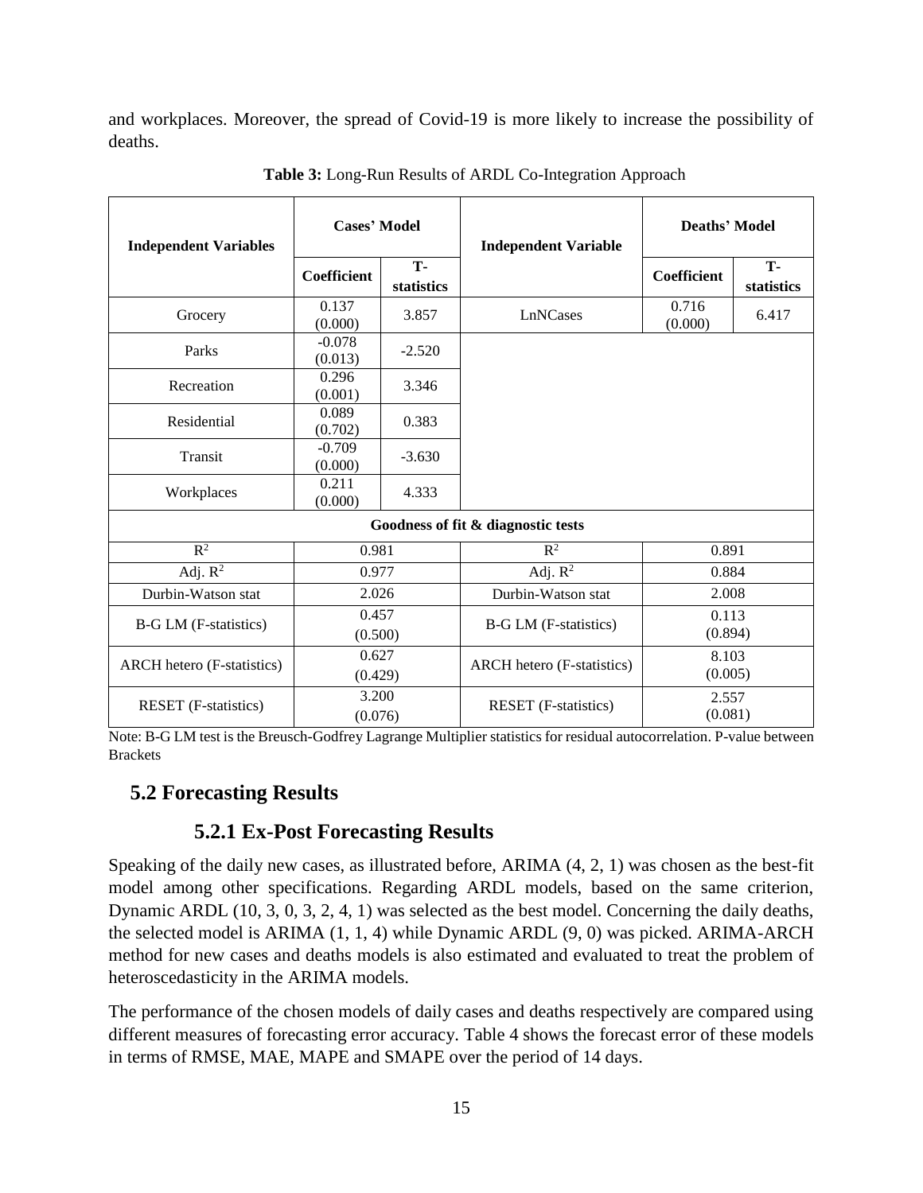and workplaces. Moreover, the spread of Covid-19 is more likely to increase the possibility of deaths.

**Table 3:** Long-Run Results of ARDL Co-Integration Approach

| Independent Variables | Cases' Model | | Independent Variable | Deaths' Model | |
|---|---|---|---|---|---|
| | Coefficient | T-statistics | | Coefficient | T-statistics |
| Grocery | 0.137 (0.000) | 3.857 | LnNCases | 0.716 (0.000) | 6.417 |
| Parks | -0.078 (0.013) | -2.520 | | | |
| Recreation | 0.296 (0.001) | 3.346 | | | |
| Residential | 0.089 (0.702) | 0.383 | | | |
| Transit | -0.709 (0.000) | -3.630 | | | |
| Workplaces | 0.211 (0.000) | 4.333 | | | |
| **Goodness of fit & diagnostic tests** | | | | | |
| $R^2$ | 0.981 | | $R^2$ | 0.891 | |
| Adj. $R^2$ | 0.977 | | Adj. $R^2$ | 0.884 | |
| Durbin-Watson stat | 2.026 | | Durbin-Watson stat | 2.008 | |
| B-G LM (F-statistics) | 0.457 (0.500) | | B-G LM (F-statistics) | 0.113 (0.894) | |
| ARCH hetero (F-statistics) | 0.627 (0.429) | | ARCH hetero (F-statistics) | 8.103 (0.005) | |
| RESET (F-statistics) | 3.200 (0.076) | | RESET (F-statistics) | 2.557 (0.081) | |

Note: B-G LM test is the Breusch-Godfrey Lagrange Multiplier statistics for residual autocorrelation. P-value between Brackets

## 5.2 Forecasting Results

### 5.2.1 Ex-Post Forecasting Results

Speaking of the daily new cases, as illustrated before, ARIMA (4, 2, 1) was chosen as the best-fit model among other specifications. Regarding ARDL models, based on the same criterion, Dynamic ARDL (10, 3, 0, 3, 2, 4, 1) was selected as the best model. Concerning the daily deaths, the selected model is ARIMA (1, 1, 4) while Dynamic ARDL (9, 0) was picked. ARIMA-ARCH method for new cases and deaths models is also estimated and evaluated to treat the problem of heteroscedasticity in the ARIMA models.

The performance of the chosen models of daily cases and deaths respectively are compared using different measures of forecasting error accuracy. Table 4 shows the forecast error of these models in terms of RMSE, MAE, MAPE and SMAPE over the period of 14 days.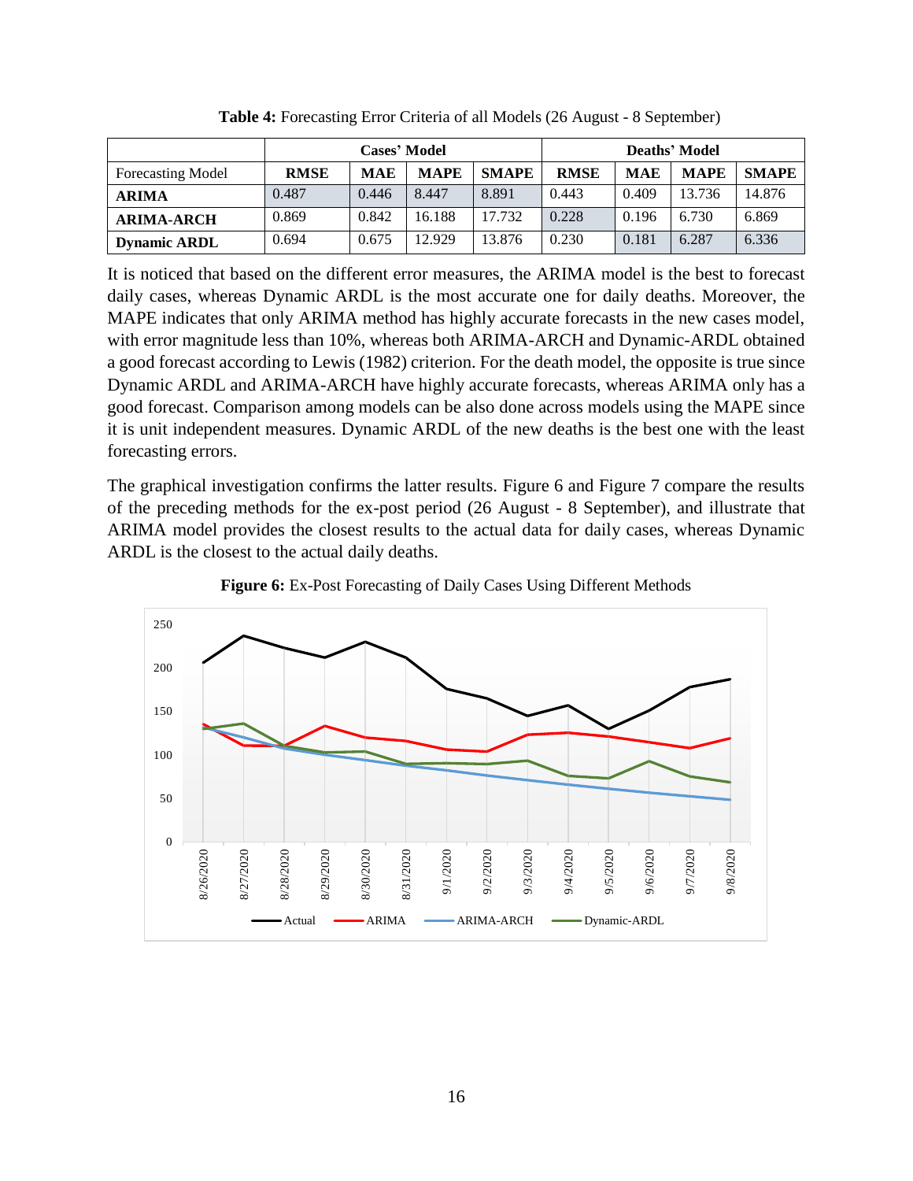**Table 4:** Forecasting Error Criteria of all Models (26 August - 8 September)

| | Cases' Model | | | | Deaths' Model | | | |
|---|---|---|---|---|---|---|---|---|
| Forecasting Model | **RMSE** | **MAE** | **MAPE** | **SMAPE** | **RMSE** | **MAE** | **MAPE** | **SMAPE** |
| **ARIMA** | 0.487 | 0.446 | 8.447 | 8.891 | 0.443 | 0.409 | 13.736 | 14.876 |
| **ARIMA-ARCH** | 0.869 | 0.842 | 16.188 | 17.732 | 0.228 | 0.196 | 6.730 | 6.869 |
| **Dynamic ARDL** | 0.694 | 0.675 | 12.929 | 13.876 | 0.230 | 0.181 | 6.287 | 6.336 |

It is noticed that based on the different error measures, the ARIMA model is the best to forecast daily cases, whereas Dynamic ARDL is the most accurate one for daily deaths. Moreover, the MAPE indicates that only ARIMA method has highly accurate forecasts in the new cases model, with error magnitude less than 10%, whereas both ARIMA-ARCH and Dynamic-ARDL obtained a good forecast according to Lewis (1982) criterion. For the death model, the opposite is true since Dynamic ARDL and ARIMA-ARCH have highly accurate forecasts, whereas ARIMA only has a good forecast. Comparison among models can be also done across models using the MAPE since it is unit independent measures. Dynamic ARDL of the new deaths is the best one with the least forecasting errors.

The graphical investigation confirms the latter results. Figure 6 and Figure 7 compare the results of the preceding methods for the ex-post period (26 August - 8 September), and illustrate that ARIMA model provides the closest results to the actual data for daily cases, whereas Dynamic ARDL is the closest to the actual daily deaths.

**Figure 6:** Ex-Post Forecasting of Daily Cases Using Different Methods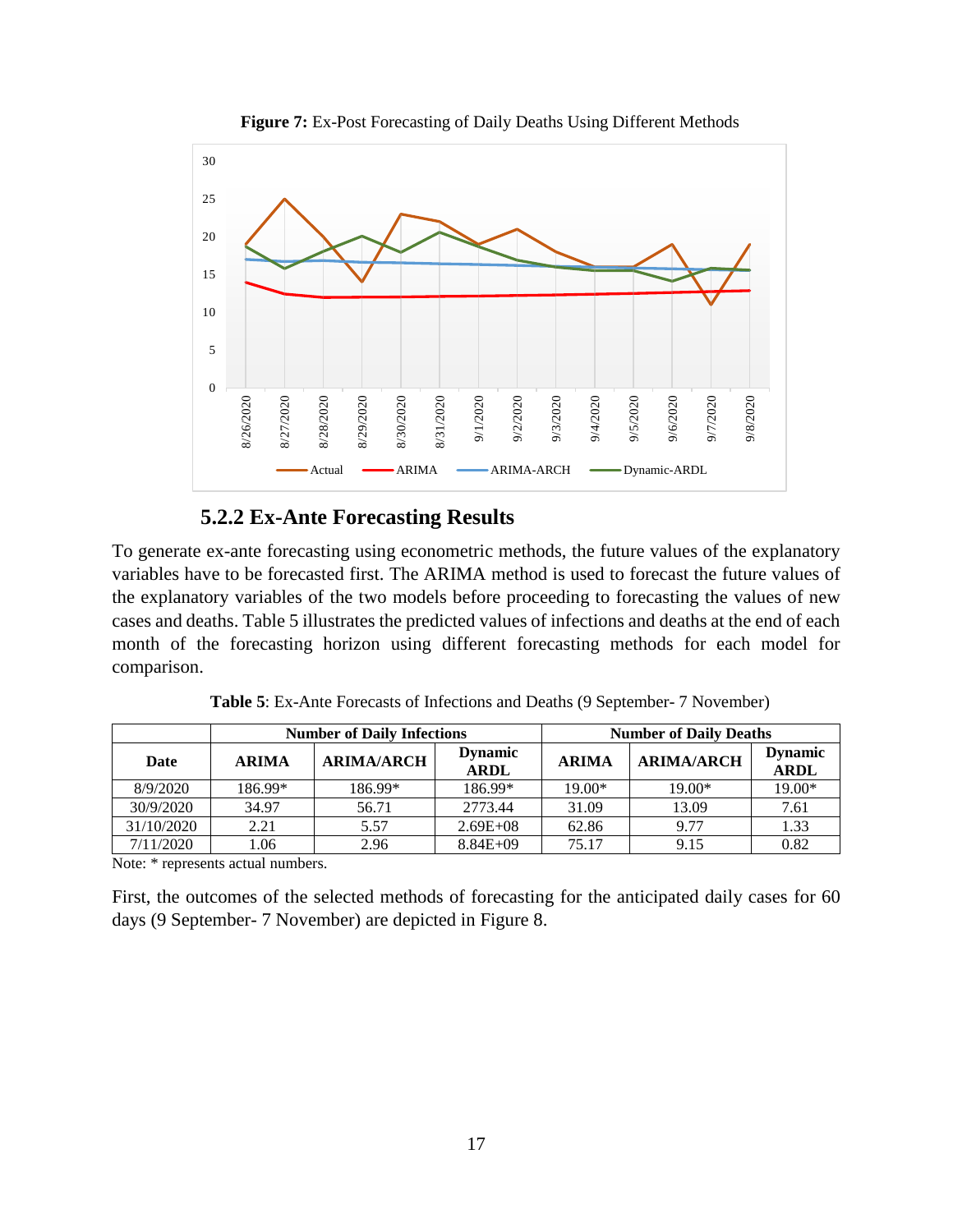**Figure 7:** Ex-Post Forecasting of Daily Deaths Using Different Methods

### 5.2.2 Ex-Ante Forecasting Results

To generate ex-ante forecasting using econometric methods, the future values of the explanatory variables have to be forecasted first. The ARIMA method is used to forecast the future values of the explanatory variables of the two models before proceeding to forecasting the values of new cases and deaths. Table 5 illustrates the predicted values of infections and deaths at the end of each month of the forecasting horizon using different forecasting methods for each model for comparison.

**Table 5**: Ex-Ante Forecasts of Infections and Deaths (9 September- 7 November)

| | Number of Daily Infections | | | Number of Daily Deaths | | |
|---|---|---|---|---|---|---|
| **Date** | **ARIMA** | **ARIMA/ARCH** | **Dynamic ARDL** | **ARIMA** | **ARIMA/ARCH** | **Dynamic ARDL** |
| 8/9/2020 | 186.99* | 186.99* | 186.99* | 19.00* | 19.00* | 19.00* |
| 30/9/2020 | 34.97 | 56.71 | 2773.44 | 31.09 | 13.09 | 7.61 |
| 31/10/2020 | 2.21 | 5.57 | 2.69E+08 | 62.86 | 9.77 | 1.33 |
| 7/11/2020 | 1.06 | 2.96 | 8.84E+09 | 75.17 | 9.15 | 0.82 |

Note: * represents actual numbers.

First, the outcomes of the selected methods of forecasting for the anticipated daily cases for 60 days (9 September- 7 November) are depicted in Figure 8.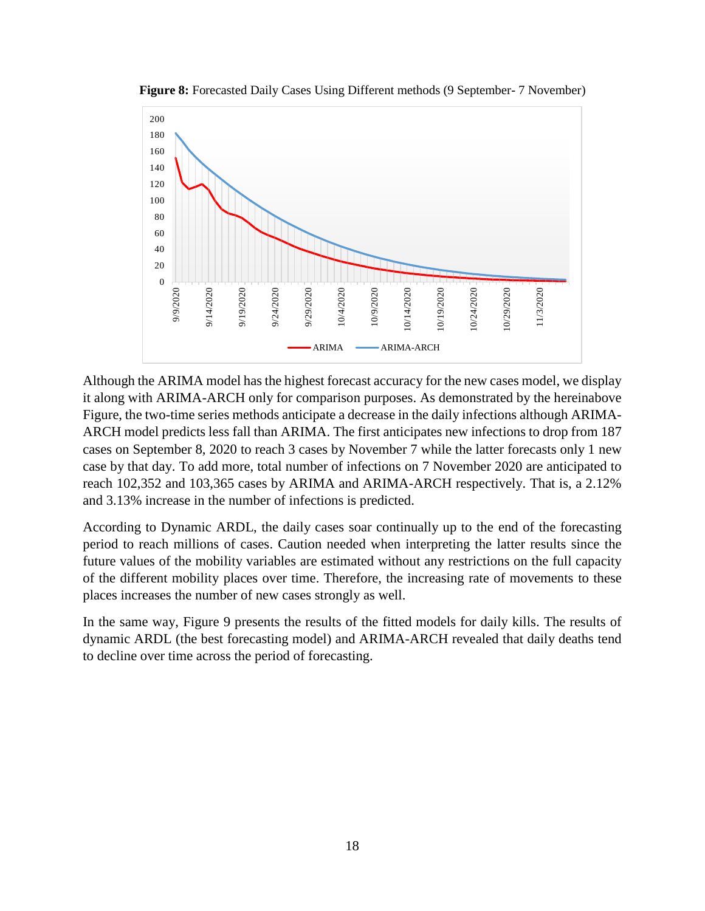**Figure 8:** Forecasted Daily Cases Using Different methods (9 September- 7 November)

Although the ARIMA model has the highest forecast accuracy for the new cases model, we display it along with ARIMA-ARCH only for comparison purposes. As demonstrated by the hereinabove Figure, the two-time series methods anticipate a decrease in the daily infections although ARIMA-ARCH model predicts less fall than ARIMA. The first anticipates new infections to drop from 187 cases on September 8, 2020 to reach 3 cases by November 7 while the latter forecasts only 1 new case by that day. To add more, total number of infections on 7 November 2020 are anticipated to reach 102,352 and 103,365 cases by ARIMA and ARIMA-ARCH respectively. That is, a 2.12% and 3.13% increase in the number of infections is predicted.

According to Dynamic ARDL, the daily cases soar continually up to the end of the forecasting period to reach millions of cases. Caution needed when interpreting the latter results since the future values of the mobility variables are estimated without any restrictions on the full capacity of the different mobility places over time. Therefore, the increasing rate of movements to these places increases the number of new cases strongly as well.

In the same way, Figure 9 presents the results of the fitted models for daily kills. The results of dynamic ARDL (the best forecasting model) and ARIMA-ARCH revealed that daily deaths tend to decline over time across the period of forecasting.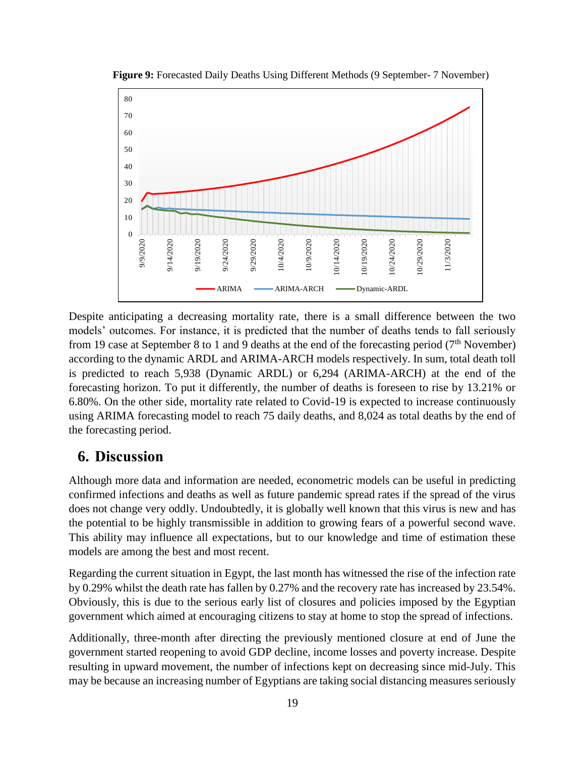**Figure 9:** Forecasted Daily Deaths Using Different Methods (9 September- 7 November)

Despite anticipating a decreasing mortality rate, there is a small difference between the two models' outcomes. For instance, it is predicted that the number of deaths tends to fall seriously from 19 case at September 8 to 1 and 9 deaths at the end of the forecasting period (7th November) according to the dynamic ARDL and ARIMA-ARCH models respectively. In sum, total death toll is predicted to reach 5,938 (Dynamic ARDL) or 6,294 (ARIMA-ARCH) at the end of the forecasting horizon. To put it differently, the number of deaths is foreseen to rise by 13.21% or 6.80%. On the other side, mortality rate related to Covid-19 is expected to increase continuously using ARIMA forecasting model to reach 75 daily deaths, and 8,024 as total deaths by the end of the forecasting period.

## 6. Discussion

Although more data and information are needed, econometric models can be useful in predicting confirmed infections and deaths as well as future pandemic spread rates if the spread of the virus does not change very oddly. Undoubtedly, it is globally well known that this virus is new and has the potential to be highly transmissible in addition to growing fears of a powerful second wave. This ability may influence all expectations, but to our knowledge and time of estimation these models are among the best and most recent.

Regarding the current situation in Egypt, the last month has witnessed the rise of the infection rate by 0.29% whilst the death rate has fallen by 0.27% and the recovery rate has increased by 23.54%. Obviously, this is due to the serious early list of closures and policies imposed by the Egyptian government which aimed at encouraging citizens to stay at home to stop the spread of infections.

Additionally, three-month after directing the previously mentioned closure at end of June the government started reopening to avoid GDP decline, income losses and poverty increase. Despite resulting in upward movement, the number of infections kept on decreasing since mid-July. This may be because an increasing number of Egyptians are taking social distancing measures seriously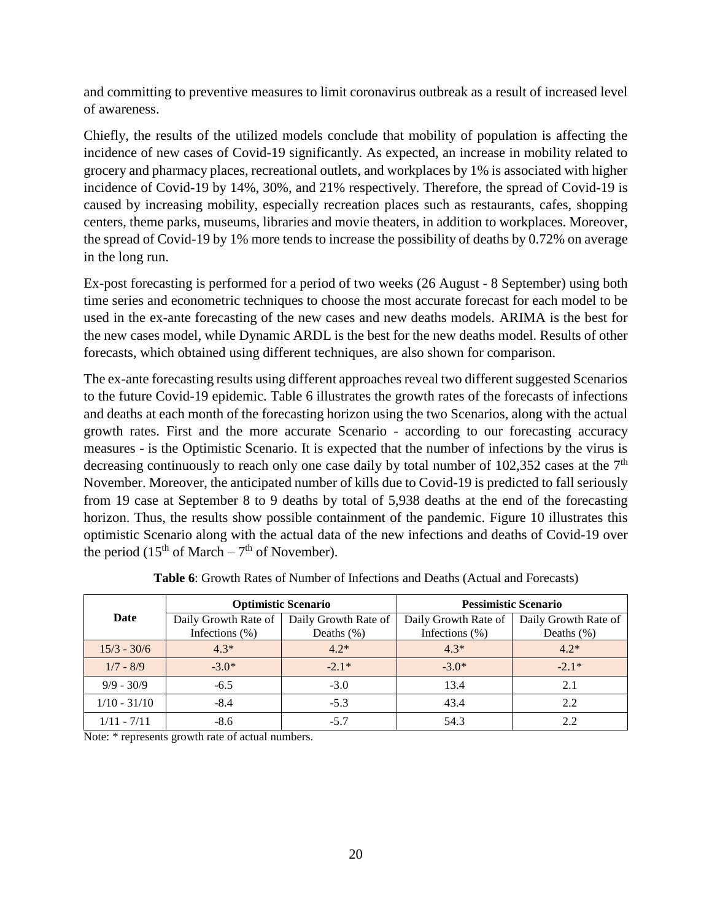and committing to preventive measures to limit coronavirus outbreak as a result of increased level of awareness.

Chiefly, the results of the utilized models conclude that mobility of population is affecting the incidence of new cases of Covid-19 significantly. As expected, an increase in mobility related to grocery and pharmacy places, recreational outlets, and workplaces by 1% is associated with higher incidence of Covid-19 by 14%, 30%, and 21% respectively. Therefore, the spread of Covid-19 is caused by increasing mobility, especially recreation places such as restaurants, cafes, shopping centers, theme parks, museums, libraries and movie theaters, in addition to workplaces. Moreover, the spread of Covid-19 by 1% more tends to increase the possibility of deaths by 0.72% on average in the long run.

Ex-post forecasting is performed for a period of two weeks (26 August - 8 September) using both time series and econometric techniques to choose the most accurate forecast for each model to be used in the ex-ante forecasting of the new cases and new deaths models. ARIMA is the best for the new cases model, while Dynamic ARDL is the best for the new deaths model. Results of other forecasts, which obtained using different techniques, are also shown for comparison.

The ex-ante forecasting results using different approaches reveal two different suggested Scenarios to the future Covid-19 epidemic. Table 6 illustrates the growth rates of the forecasts of infections and deaths at each month of the forecasting horizon using the two Scenarios, along with the actual growth rates. First and the more accurate Scenario - according to our forecasting accuracy measures - is the Optimistic Scenario. It is expected that the number of infections by the virus is decreasing continuously to reach only one case daily by total number of 102,352 cases at the 7th November. Moreover, the anticipated number of kills due to Covid-19 is predicted to fall seriously from 19 case at September 8 to 9 deaths by total of 5,938 deaths at the end of the forecasting horizon. Thus, the results show possible containment of the pandemic. Figure 10 illustrates this optimistic Scenario along with the actual data of the new infections and deaths of Covid-19 over the period (15th of March – 7th of November).

**Table 6**: Growth Rates of Number of Infections and Deaths (Actual and Forecasts)

| Date | Optimistic Scenario | | Pessimistic Scenario | |
|---|---|---|---|---|
| | Daily Growth Rate of Infections (%) | Daily Growth Rate of Deaths (%) | Daily Growth Rate of Infections (%) | Daily Growth Rate of Deaths (%) |
| 15/3 - 30/6 | 4.3* | 4.2* | 4.3* | 4.2* |
| 1/7 - 8/9 | -3.0* | -2.1* | -3.0* | -2.1* |
| 9/9 - 30/9 | -6.5 | -3.0 | 13.4 | 2.1 |
| 1/10 - 31/10 | -8.4 | -5.3 | 43.4 | 2.2 |
| 1/11 - 7/11 | -8.6 | -5.7 | 54.3 | 2.2 |

Note: * represents growth rate of actual numbers.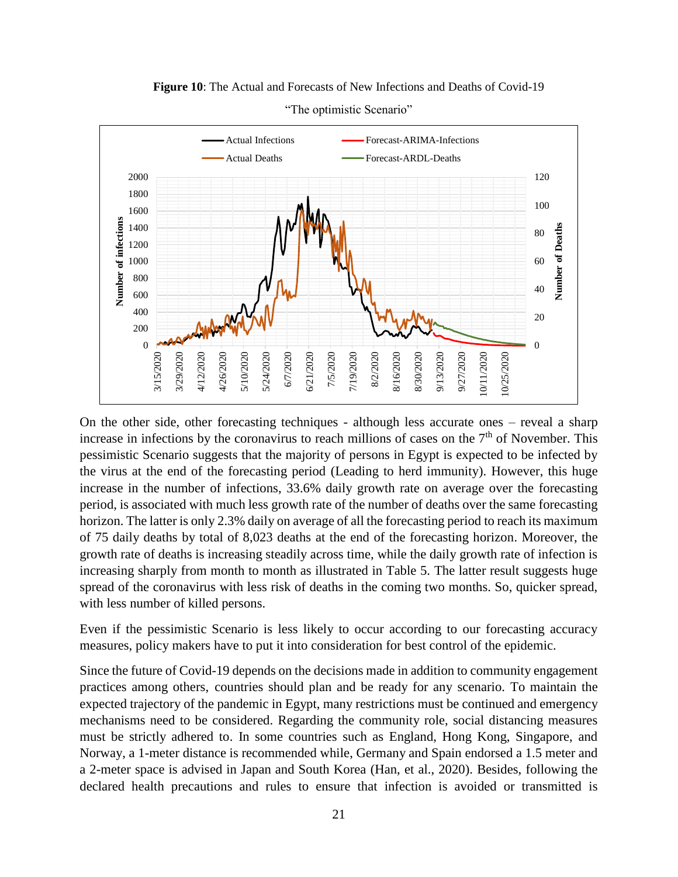**Figure 10**: The Actual and Forecasts of New Infections and Deaths of Covid-19

"The optimistic Scenario"

On the other side, other forecasting techniques - although less accurate ones – reveal a sharp increase in infections by the coronavirus to reach millions of cases on the 7th of November. This pessimistic Scenario suggests that the majority of persons in Egypt is expected to be infected by the virus at the end of the forecasting period (Leading to herd immunity). However, this huge increase in the number of infections, 33.6% daily growth rate on average over the forecasting period, is associated with much less growth rate of the number of deaths over the same forecasting horizon. The latter is only 2.3% daily on average of all the forecasting period to reach its maximum of 75 daily deaths by total of 8,023 deaths at the end of the forecasting horizon. Moreover, the growth rate of deaths is increasing steadily across time, while the daily growth rate of infection is increasing sharply from month to month as illustrated in Table 5. The latter result suggests huge spread of the coronavirus with less risk of deaths in the coming two months. So, quicker spread, with less number of killed persons.

Even if the pessimistic Scenario is less likely to occur according to our forecasting accuracy measures, policy makers have to put it into consideration for best control of the epidemic.

Since the future of Covid-19 depends on the decisions made in addition to community engagement practices among others, countries should plan and be ready for any scenario. To maintain the expected trajectory of the pandemic in Egypt, many restrictions must be continued and emergency mechanisms need to be considered. Regarding the community role, social distancing measures must be strictly adhered to. In some countries such as England, Hong Kong, Singapore, and Norway, a 1-meter distance is recommended while, Germany and Spain endorsed a 1.5 meter and a 2-meter space is advised in Japan and South Korea (Han, et al., 2020). Besides, following the declared health precautions and rules to ensure that infection is avoided or transmitted is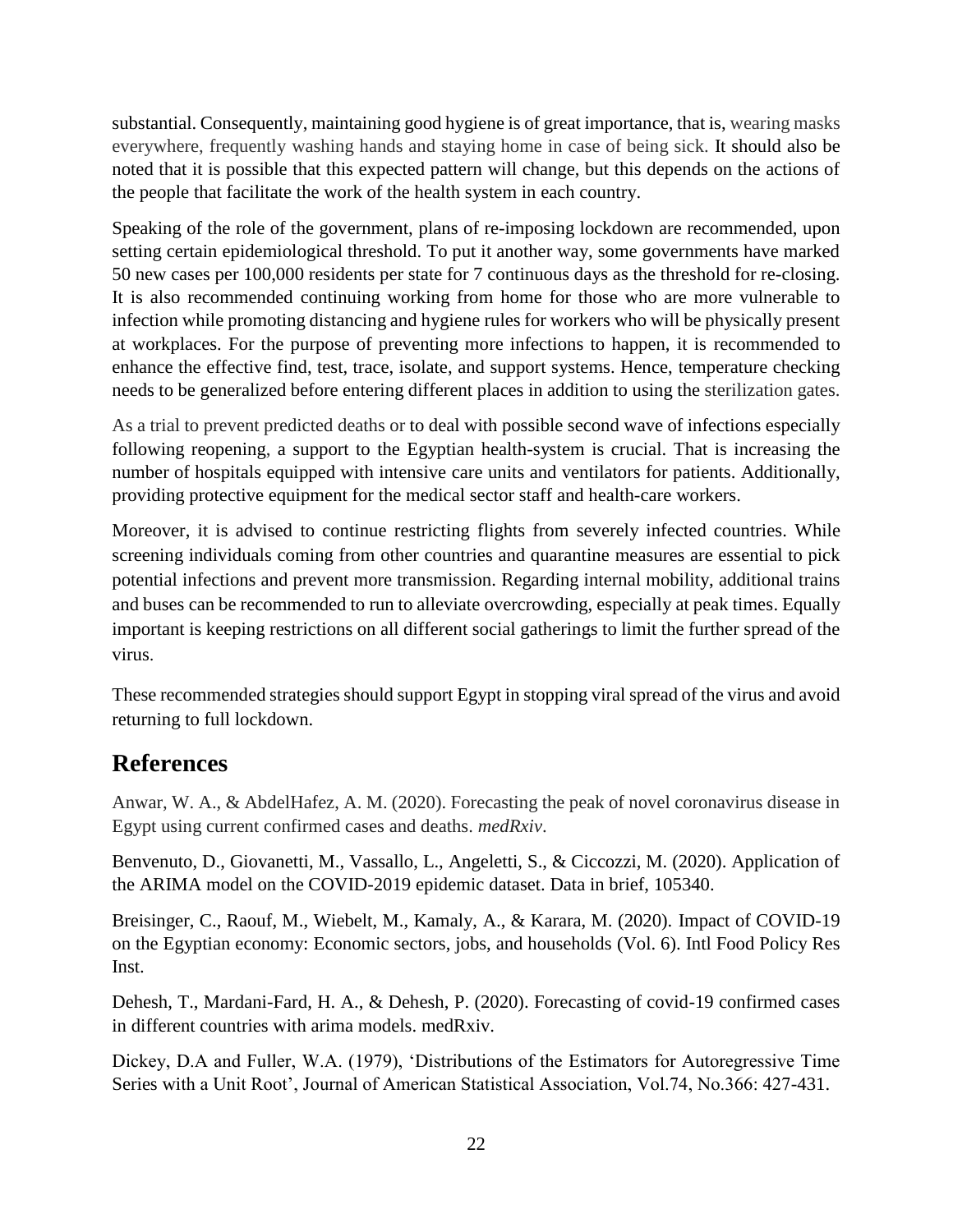substantial. Consequently, maintaining good hygiene is of great importance, that is, wearing masks everywhere, frequently washing hands and staying home in case of being sick. It should also be noted that it is possible that this expected pattern will change, but this depends on the actions of the people that facilitate the work of the health system in each country.

Speaking of the role of the government, plans of re-imposing lockdown are recommended, upon setting certain epidemiological threshold. To put it another way, some governments have marked 50 new cases per 100,000 residents per state for 7 continuous days as the threshold for re-closing. It is also recommended continuing working from home for those who are more vulnerable to infection while promoting distancing and hygiene rules for workers who will be physically present at workplaces. For the purpose of preventing more infections to happen, it is recommended to enhance the effective find, test, trace, isolate, and support systems. Hence, temperature checking needs to be generalized before entering different places in addition to using the sterilization gates.

As a trial to prevent predicted deaths or to deal with possible second wave of infections especially following reopening, a support to the Egyptian health-system is crucial. That is increasing the number of hospitals equipped with intensive care units and ventilators for patients. Additionally, providing protective equipment for the medical sector staff and health-care workers.

Moreover, it is advised to continue restricting flights from severely infected countries. While screening individuals coming from other countries and quarantine measures are essential to pick potential infections and prevent more transmission. Regarding internal mobility, additional trains and buses can be recommended to run to alleviate overcrowding, especially at peak times. Equally important is keeping restrictions on all different social gatherings to limit the further spread of the virus.

These recommended strategies should support Egypt in stopping viral spread of the virus and avoid returning to full lockdown.

## References

Anwar, W. A., & AbdelHafez, A. M. (2020). Forecasting the peak of novel coronavirus disease in Egypt using current confirmed cases and deaths. *medRxiv*.

Benvenuto, D., Giovanetti, M., Vassallo, L., Angeletti, S., & Ciccozzi, M. (2020). Application of the ARIMA model on the COVID-2019 epidemic dataset. Data in brief, 105340.

Breisinger, C., Raouf, M., Wiebelt, M., Kamaly, A., & Karara, M. (2020). Impact of COVID-19 on the Egyptian economy: Economic sectors, jobs, and households (Vol. 6). Intl Food Policy Res Inst.

Dehesh, T., Mardani-Fard, H. A., & Dehesh, P. (2020). Forecasting of covid-19 confirmed cases in different countries with arima models. medRxiv.

Dickey, D.A and Fuller, W.A. (1979), 'Distributions of the Estimators for Autoregressive Time Series with a Unit Root', Journal of American Statistical Association, Vol.74, No.366: 427-431.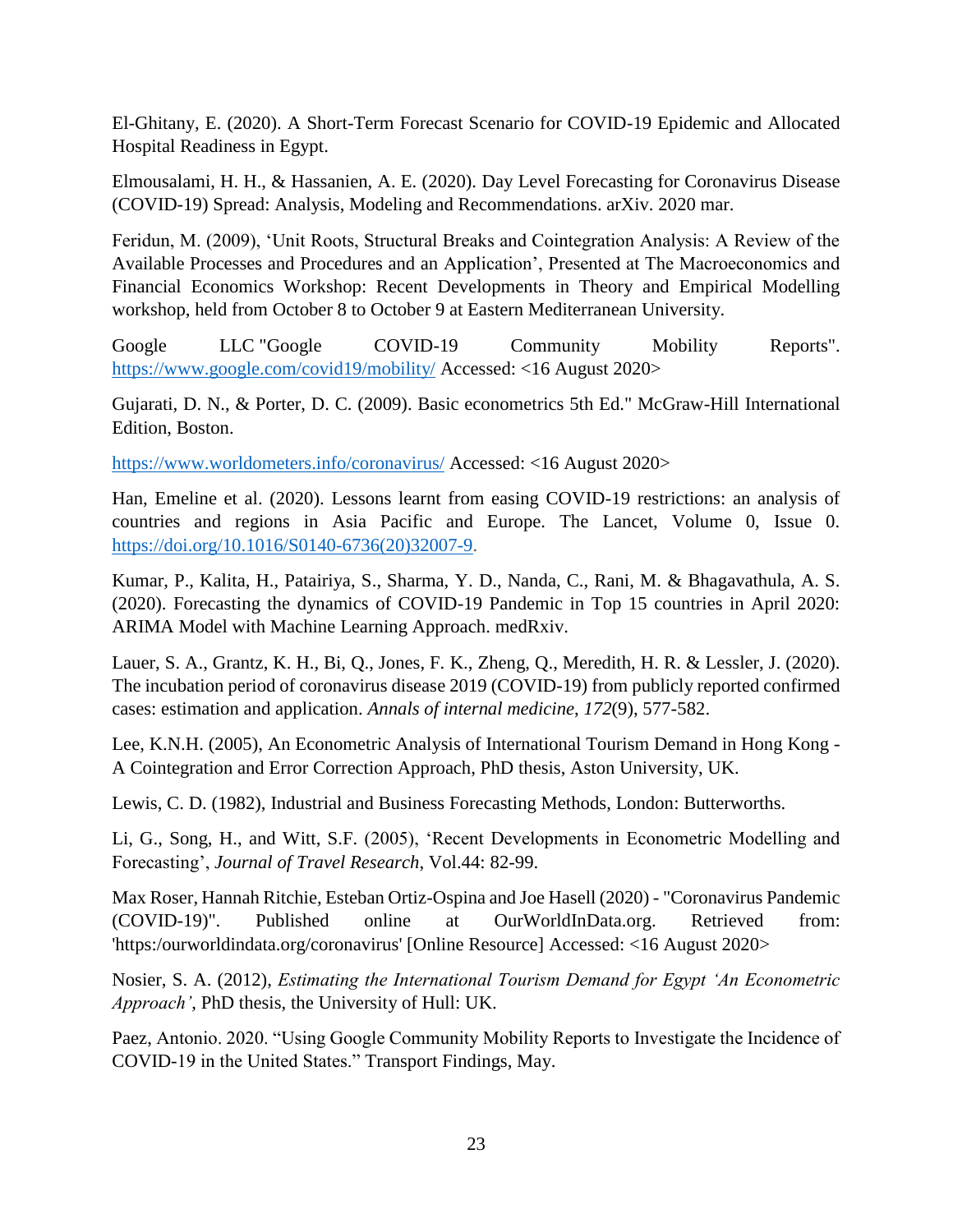El-Ghitany, E. (2020). A Short-Term Forecast Scenario for COVID-19 Epidemic and Allocated Hospital Readiness in Egypt.

Elmousalami, H. H., & Hassanien, A. E. (2020). Day Level Forecasting for Coronavirus Disease (COVID-19) Spread: Analysis, Modeling and Recommendations. arXiv. 2020 mar.

Feridun, M. (2009), 'Unit Roots, Structural Breaks and Cointegration Analysis: A Review of the Available Processes and Procedures and an Application', Presented at The Macroeconomics and Financial Economics Workshop: Recent Developments in Theory and Empirical Modelling workshop, held from October 8 to October 9 at Eastern Mediterranean University.

Google LLC "Google COVID-19 Community Mobility Reports". https://www.google.com/covid19/mobility/ Accessed: <16 August 2020>

Gujarati, D. N., & Porter, D. C. (2009). Basic econometrics 5th Ed." McGraw-Hill International Edition, Boston.

https://www.worldometers.info/coronavirus/ Accessed: <16 August 2020>

Han, Emeline et al. (2020). Lessons learnt from easing COVID-19 restrictions: an analysis of countries and regions in Asia Pacific and Europe. The Lancet, Volume 0, Issue 0. https://doi.org/10.1016/S0140-6736(20)32007-9.

Kumar, P., Kalita, H., Patairiya, S., Sharma, Y. D., Nanda, C., Rani, M. & Bhagavathula, A. S. (2020). Forecasting the dynamics of COVID-19 Pandemic in Top 15 countries in April 2020: ARIMA Model with Machine Learning Approach. medRxiv.

Lauer, S. A., Grantz, K. H., Bi, Q., Jones, F. K., Zheng, Q., Meredith, H. R. & Lessler, J. (2020). The incubation period of coronavirus disease 2019 (COVID-19) from publicly reported confirmed cases: estimation and application. *Annals of internal medicine*, *172*(9), 577-582.

Lee, K.N.H. (2005), An Econometric Analysis of International Tourism Demand in Hong Kong - A Cointegration and Error Correction Approach, PhD thesis, Aston University, UK.

Lewis, C. D. (1982), Industrial and Business Forecasting Methods, London: Butterworths.

Li, G., Song, H., and Witt, S.F. (2005), 'Recent Developments in Econometric Modelling and Forecasting', *Journal of Travel Research*, Vol.44: 82-99.

Max Roser, Hannah Ritchie, Esteban Ortiz-Ospina and Joe Hasell (2020) - "Coronavirus Pandemic (COVID-19)". Published online at OurWorldInData.org. Retrieved from: 'https:/ourworldindata.org/coronavirus' [Online Resource] Accessed: <16 August 2020>

Nosier, S. A. (2012), *Estimating the International Tourism Demand for Egypt 'An Econometric Approach'*, PhD thesis, the University of Hull: UK.

Paez, Antonio. 2020. "Using Google Community Mobility Reports to Investigate the Incidence of COVID-19 in the United States." Transport Findings, May.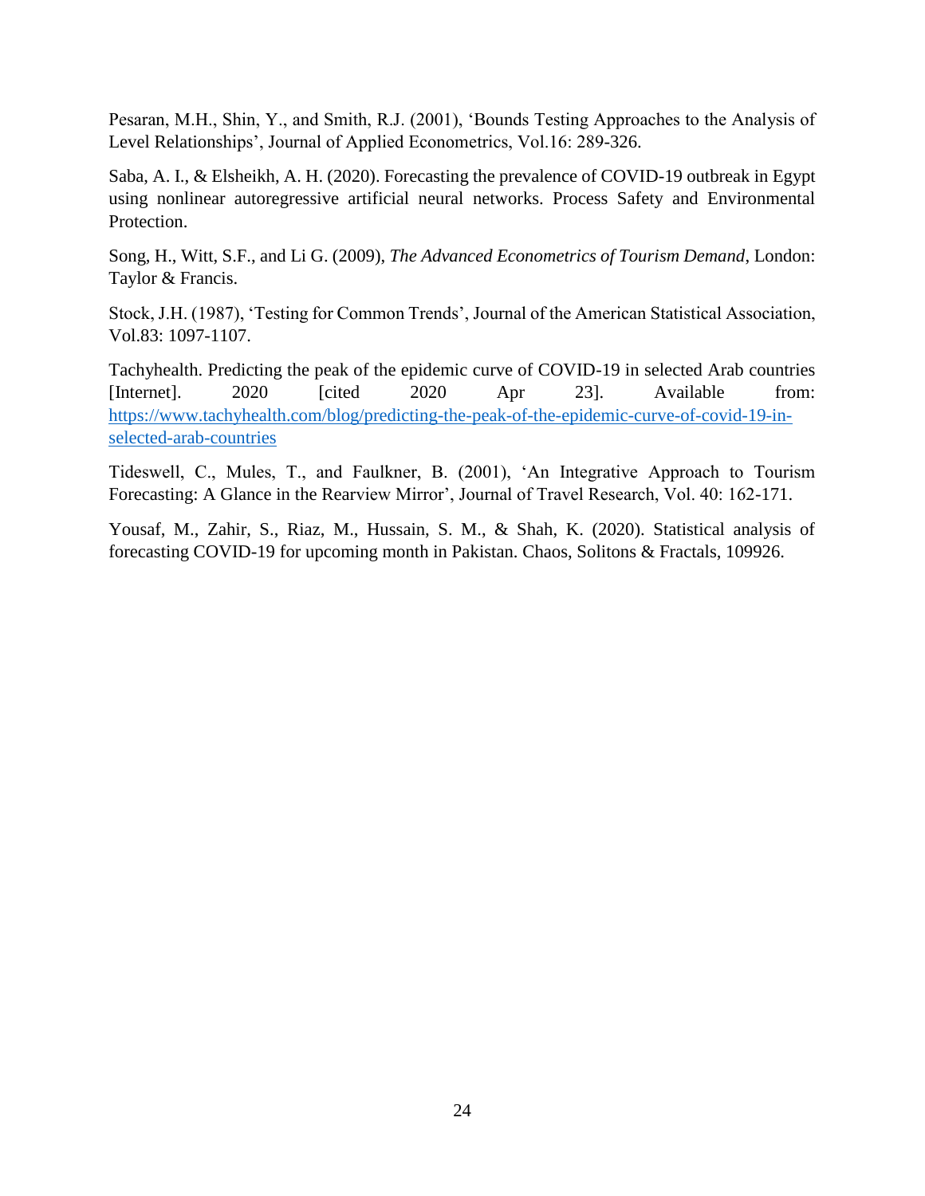Pesaran, M.H., Shin, Y., and Smith, R.J. (2001), 'Bounds Testing Approaches to the Analysis of Level Relationships', Journal of Applied Econometrics, Vol.16: 289-326.

Saba, A. I., & Elsheikh, A. H. (2020). Forecasting the prevalence of COVID-19 outbreak in Egypt using nonlinear autoregressive artificial neural networks. Process Safety and Environmental Protection.

Song, H., Witt, S.F., and Li G. (2009), *The Advanced Econometrics of Tourism Demand*, London: Taylor & Francis.

Stock, J.H. (1987), 'Testing for Common Trends', Journal of the American Statistical Association, Vol.83: 1097-1107.

Tachyhealth. Predicting the peak of the epidemic curve of COVID-19 in selected Arab countries [Internet]. 2020 [cited 2020 Apr 23]. Available from: https://www.tachyhealth.com/blog/predicting-the-peak-of-the-epidemic-curve-of-covid-19-in-selected-arab-countries

Tideswell, C., Mules, T., and Faulkner, B. (2001), 'An Integrative Approach to Tourism Forecasting: A Glance in the Rearview Mirror', Journal of Travel Research, Vol. 40: 162-171.

Yousaf, M., Zahir, S., Riaz, M., Hussain, S. M., & Shah, K. (2020). Statistical analysis of forecasting COVID-19 for upcoming month in Pakistan. Chaos, Solitons & Fractals, 109926.